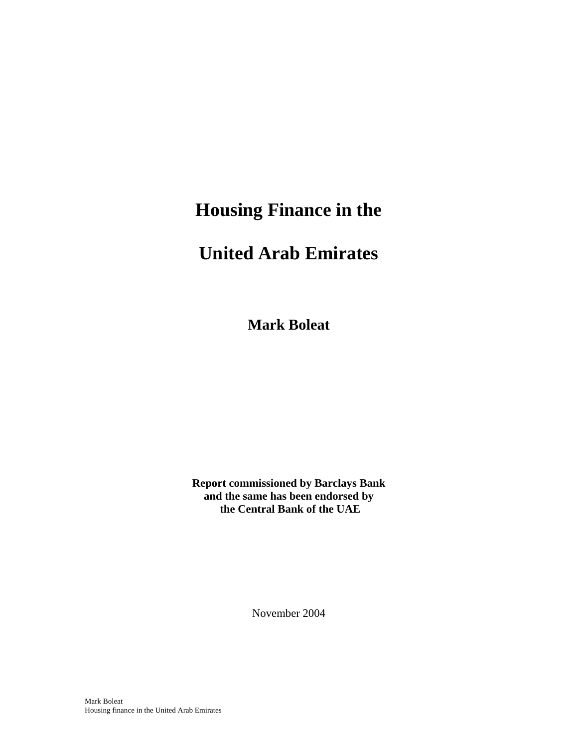# Housing Finance in the United Arab Emirates

**Mark Boleat**

**Report commissioned by Barclays Bank and the same has been endorsed by the Central Bank of the UAE**

November 2004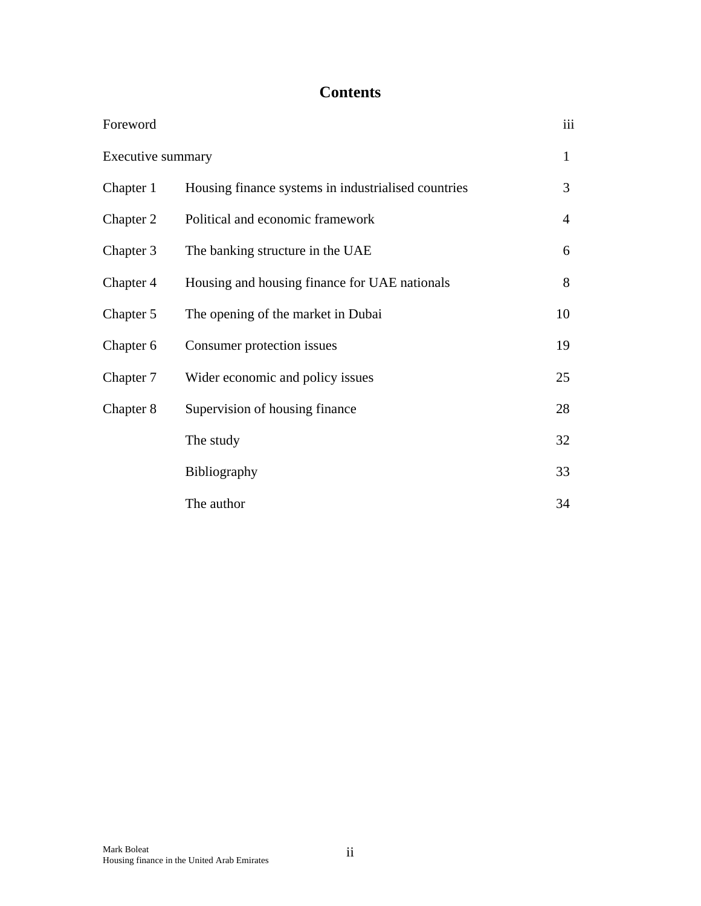# Contents

| | | |
|---|---|---|
| Foreword | | iii |
| Executive summary | | 1 |
| Chapter 1 | Housing finance systems in industrialised countries | 3 |
| Chapter 2 | Political and economic framework | 4 |
| Chapter 3 | The banking structure in the UAE | 6 |
| Chapter 4 | Housing and housing finance for UAE nationals | 8 |
| Chapter 5 | The opening of the market in Dubai | 10 |
| Chapter 6 | Consumer protection issues | 19 |
| Chapter 7 | Wider economic and policy issues | 25 |
| Chapter 8 | Supervision of housing finance | 28 |
| | The study | 32 |
| | Bibliography | 33 |
| | The author | 34 |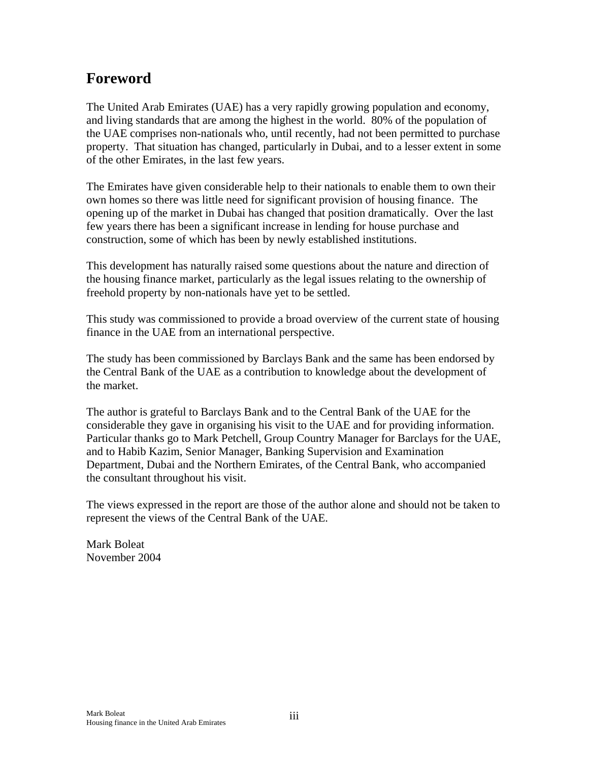# Foreword

The United Arab Emirates (UAE) has a very rapidly growing population and economy, and living standards that are among the highest in the world. 80% of the population of the UAE comprises non-nationals who, until recently, had not been permitted to purchase property. That situation has changed, particularly in Dubai, and to a lesser extent in some of the other Emirates, in the last few years.

The Emirates have given considerable help to their nationals to enable them to own their own homes so there was little need for significant provision of housing finance. The opening up of the market in Dubai has changed that position dramatically. Over the last few years there has been a significant increase in lending for house purchase and construction, some of which has been by newly established institutions.

This development has naturally raised some questions about the nature and direction of the housing finance market, particularly as the legal issues relating to the ownership of freehold property by non-nationals have yet to be settled.

This study was commissioned to provide a broad overview of the current state of housing finance in the UAE from an international perspective.

The study has been commissioned by Barclays Bank and the same has been endorsed by the Central Bank of the UAE as a contribution to knowledge about the development of the market.

The author is grateful to Barclays Bank and to the Central Bank of the UAE for the considerable they gave in organising his visit to the UAE and for providing information. Particular thanks go to Mark Petchell, Group Country Manager for Barclays for the UAE, and to Habib Kazim, Senior Manager, Banking Supervision and Examination Department, Dubai and the Northern Emirates, of the Central Bank, who accompanied the consultant throughout his visit.

The views expressed in the report are those of the author alone and should not be taken to represent the views of the Central Bank of the UAE.

Mark Boleat  
November 2004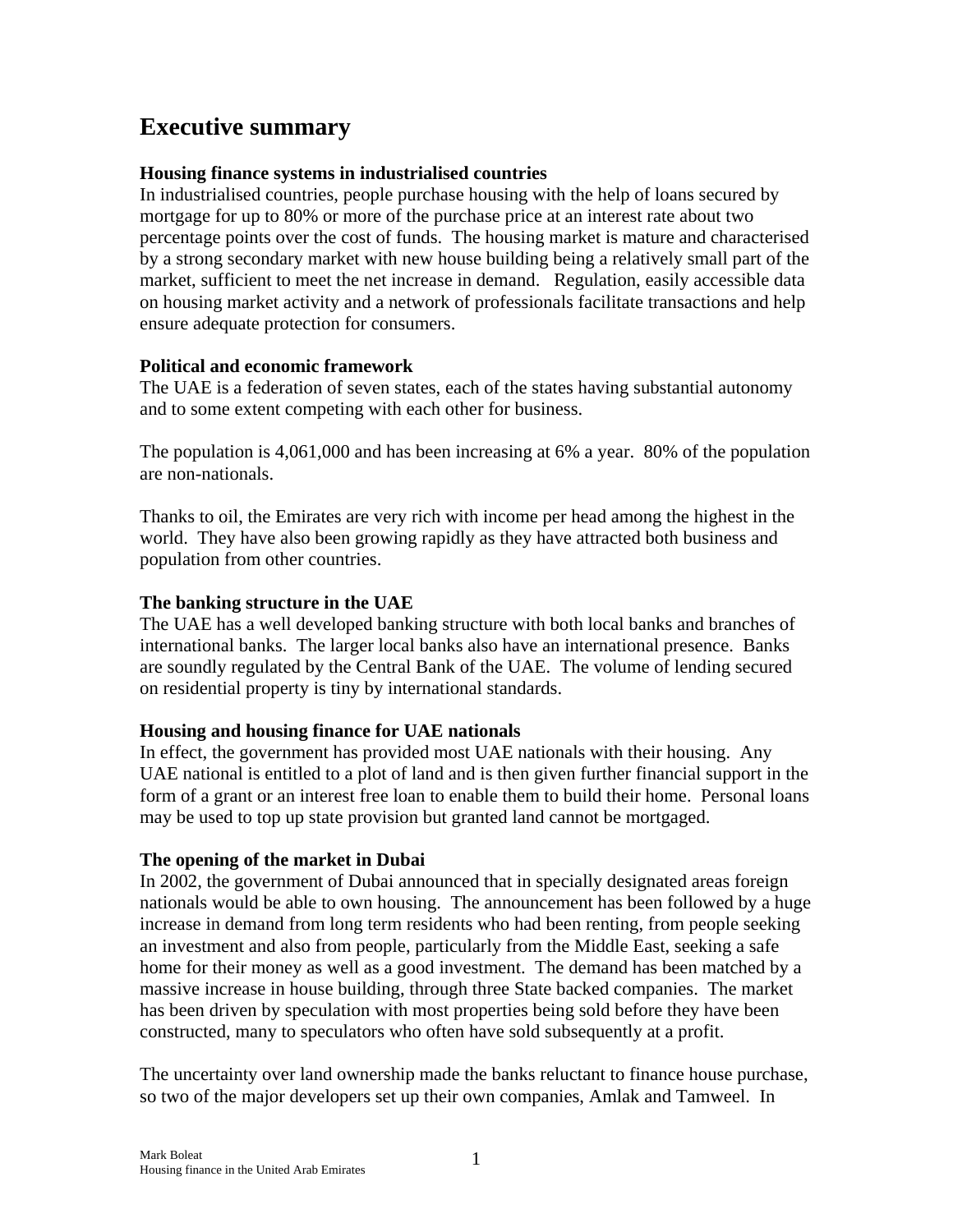# Executive summary

**Housing finance systems in industrialised countries**

In industrialised countries, people purchase housing with the help of loans secured by mortgage for up to 80% or more of the purchase price at an interest rate about two percentage points over the cost of funds. The housing market is mature and characterised by a strong secondary market with new house building being a relatively small part of the market, sufficient to meet the net increase in demand. Regulation, easily accessible data on housing market activity and a network of professionals facilitate transactions and help ensure adequate protection for consumers.

**Political and economic framework**

The UAE is a federation of seven states, each of the states having substantial autonomy and to some extent competing with each other for business.

The population is 4,061,000 and has been increasing at 6% a year. 80% of the population are non-nationals.

Thanks to oil, the Emirates are very rich with income per head among the highest in the world. They have also been growing rapidly as they have attracted both business and population from other countries.

**The banking structure in the UAE**

The UAE has a well developed banking structure with both local banks and branches of international banks. The larger local banks also have an international presence. Banks are soundly regulated by the Central Bank of the UAE. The volume of lending secured on residential property is tiny by international standards.

**Housing and housing finance for UAE nationals**

In effect, the government has provided most UAE nationals with their housing. Any UAE national is entitled to a plot of land and is then given further financial support in the form of a grant or an interest free loan to enable them to build their home. Personal loans may be used to top up state provision but granted land cannot be mortgaged.

**The opening of the market in Dubai**

In 2002, the government of Dubai announced that in specially designated areas foreign nationals would be able to own housing. The announcement has been followed by a huge increase in demand from long term residents who had been renting, from people seeking an investment and also from people, particularly from the Middle East, seeking a safe home for their money as well as a good investment. The demand has been matched by a massive increase in house building, through three State backed companies. The market has been driven by speculation with most properties being sold before they have been constructed, many to speculators who often have sold subsequently at a profit.

The uncertainty over land ownership made the banks reluctant to finance house purchase, so two of the major developers set up their own companies, Amlak and Tamweel. In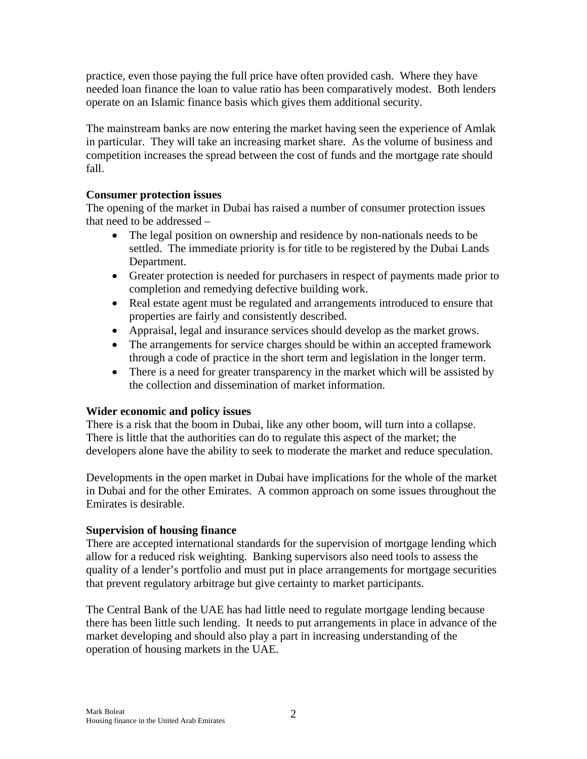practice, even those paying the full price have often provided cash. Where they have needed loan finance the loan to value ratio has been comparatively modest. Both lenders operate on an Islamic finance basis which gives them additional security.

The mainstream banks are now entering the market having seen the experience of Amlak in particular. They will take an increasing market share. As the volume of business and competition increases the spread between the cost of funds and the mortgage rate should fall.

**Consumer protection issues**

The opening of the market in Dubai has raised a number of consumer protection issues that need to be addressed –

- The legal position on ownership and residence by non-nationals needs to be settled. The immediate priority is for title to be registered by the Dubai Lands Department.
- Greater protection is needed for purchasers in respect of payments made prior to completion and remedying defective building work.
- Real estate agent must be regulated and arrangements introduced to ensure that properties are fairly and consistently described.
- Appraisal, legal and insurance services should develop as the market grows.
- The arrangements for service charges should be within an accepted framework through a code of practice in the short term and legislation in the longer term.
- There is a need for greater transparency in the market which will be assisted by the collection and dissemination of market information.

**Wider economic and policy issues**

There is a risk that the boom in Dubai, like any other boom, will turn into a collapse. There is little that the authorities can do to regulate this aspect of the market; the developers alone have the ability to seek to moderate the market and reduce speculation.

Developments in the open market in Dubai have implications for the whole of the market in Dubai and for the other Emirates. A common approach on some issues throughout the Emirates is desirable.

**Supervision of housing finance**

There are accepted international standards for the supervision of mortgage lending which allow for a reduced risk weighting. Banking supervisors also need tools to assess the quality of a lender's portfolio and must put in place arrangements for mortgage securities that prevent regulatory arbitrage but give certainty to market participants.

The Central Bank of the UAE has had little need to regulate mortgage lending because there has been little such lending. It needs to put arrangements in place in advance of the market developing and should also play a part in increasing understanding of the operation of housing markets in the UAE.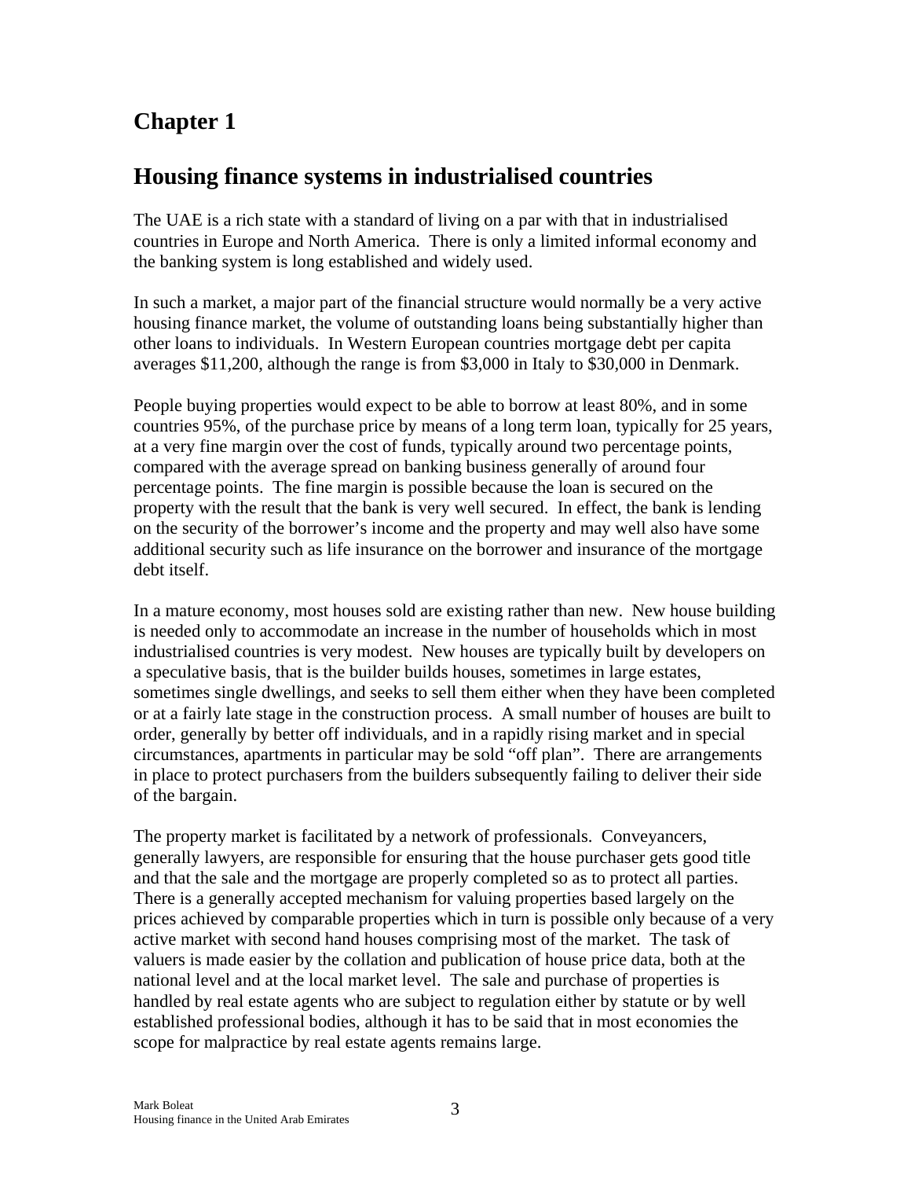# Chapter 1

## Housing finance systems in industrialised countries

The UAE is a rich state with a standard of living on a par with that in industrialised countries in Europe and North America. There is only a limited informal economy and the banking system is long established and widely used.

In such a market, a major part of the financial structure would normally be a very active housing finance market, the volume of outstanding loans being substantially higher than other loans to individuals. In Western European countries mortgage debt per capita averages $11,200, although the range is from $3,000 in Italy to $30,000 in Denmark.

People buying properties would expect to be able to borrow at least 80%, and in some countries 95%, of the purchase price by means of a long term loan, typically for 25 years, at a very fine margin over the cost of funds, typically around two percentage points, compared with the average spread on banking business generally of around four percentage points. The fine margin is possible because the loan is secured on the property with the result that the bank is very well secured. In effect, the bank is lending on the security of the borrower's income and the property and may well also have some additional security such as life insurance on the borrower and insurance of the mortgage debt itself.

In a mature economy, most houses sold are existing rather than new. New house building is needed only to accommodate an increase in the number of households which in most industrialised countries is very modest. New houses are typically built by developers on a speculative basis, that is the builder builds houses, sometimes in large estates, sometimes single dwellings, and seeks to sell them either when they have been completed or at a fairly late stage in the construction process. A small number of houses are built to order, generally by better off individuals, and in a rapidly rising market and in special circumstances, apartments in particular may be sold "off plan". There are arrangements in place to protect purchasers from the builders subsequently failing to deliver their side of the bargain.

The property market is facilitated by a network of professionals. Conveyancers, generally lawyers, are responsible for ensuring that the house purchaser gets good title and that the sale and the mortgage are properly completed so as to protect all parties. There is a generally accepted mechanism for valuing properties based largely on the prices achieved by comparable properties which in turn is possible only because of a very active market with second hand houses comprising most of the market. The task of valuers is made easier by the collation and publication of house price data, both at the national level and at the local market level. The sale and purchase of properties is handled by real estate agents who are subject to regulation either by statute or by well established professional bodies, although it has to be said that in most economies the scope for malpractice by real estate agents remains large.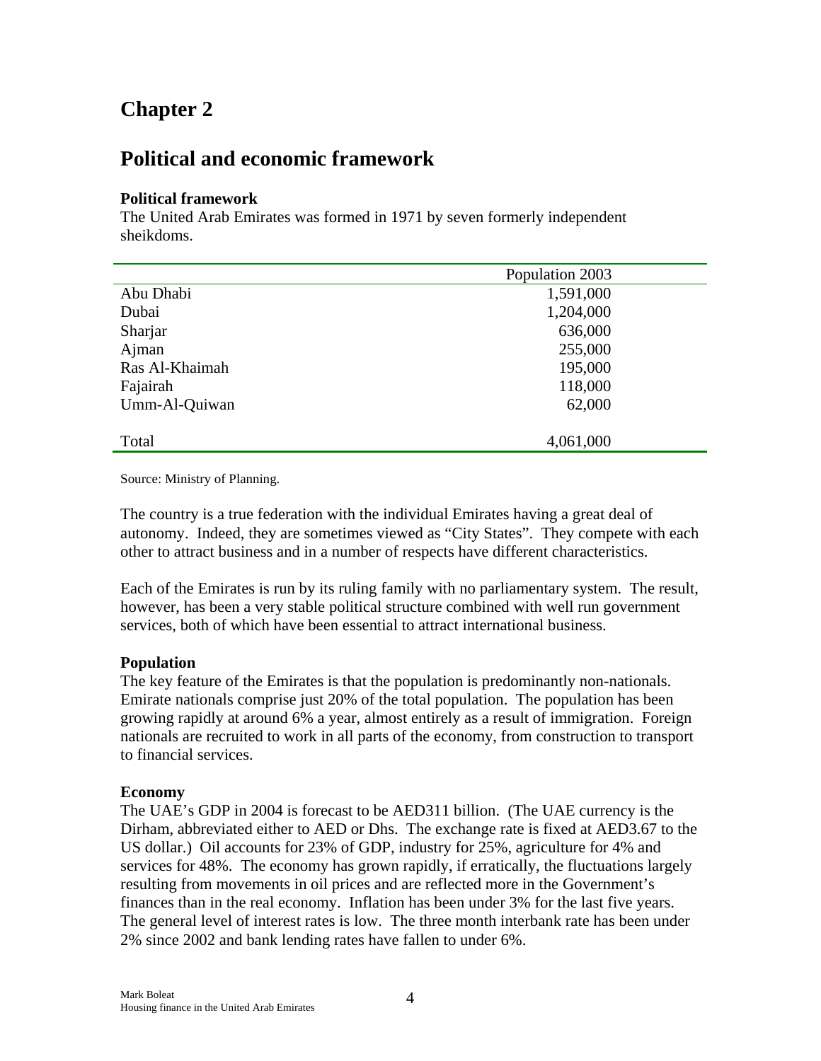# Chapter 2

## Political and economic framework

### Political framework

The United Arab Emirates was formed in 1971 by seven formerly independent sheikdoms.

| | Population 2003 |
|---|---|
| Abu Dhabi | 1,591,000 |
| Dubai | 1,204,000 |
| Sharjar | 636,000 |
| Ajman | 255,000 |
| Ras Al-Khaimah | 195,000 |
| Fajairah | 118,000 |
| Umm-Al-Quiwan | 62,000 |
| Total | 4,061,000 |

Source: Ministry of Planning.

The country is a true federation with the individual Emirates having a great deal of autonomy. Indeed, they are sometimes viewed as "City States". They compete with each other to attract business and in a number of respects have different characteristics.

Each of the Emirates is run by its ruling family with no parliamentary system. The result, however, has been a very stable political structure combined with well run government services, both of which have been essential to attract international business.

### Population

The key feature of the Emirates is that the population is predominantly non-nationals. Emirate nationals comprise just 20% of the total population. The population has been growing rapidly at around 6% a year, almost entirely as a result of immigration. Foreign nationals are recruited to work in all parts of the economy, from construction to transport to financial services.

### Economy

The UAE's GDP in 2004 is forecast to be AED311 billion. (The UAE currency is the Dirham, abbreviated either to AED or Dhs. The exchange rate is fixed at AED3.67 to the US dollar.) Oil accounts for 23% of GDP, industry for 25%, agriculture for 4% and services for 48%. The economy has grown rapidly, if erratically, the fluctuations largely resulting from movements in oil prices and are reflected more in the Government's finances than in the real economy. Inflation has been under 3% for the last five years. The general level of interest rates is low. The three month interbank rate has been under 2% since 2002 and bank lending rates have fallen to under 6%.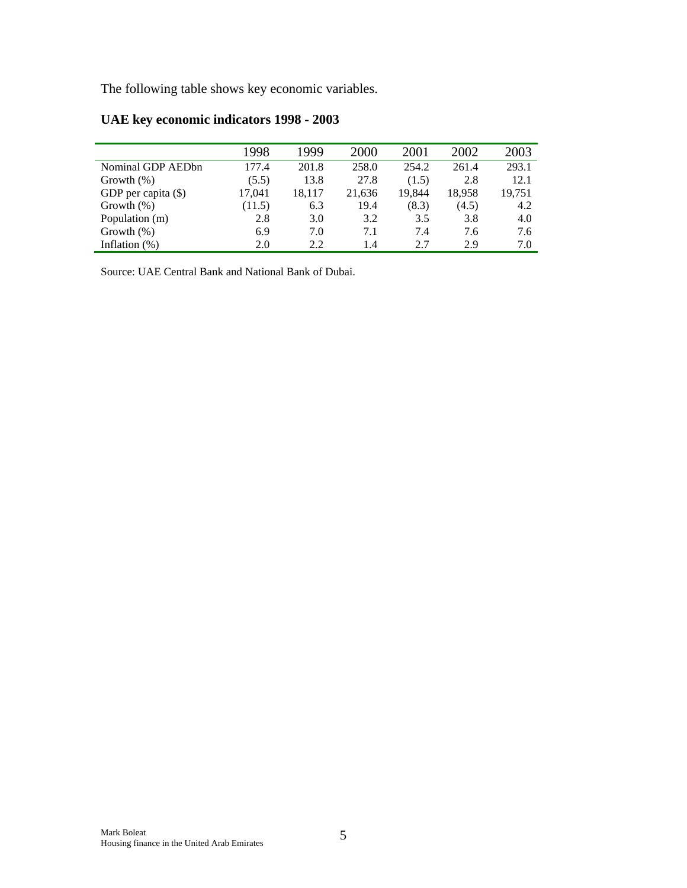The following table shows key economic variables.

**UAE key economic indicators 1998 - 2003**

| | 1998 | 1999 | 2000 | 2001 | 2002 | 2003 |
|---|---|---|---|---|---|---|
| Nominal GDP AEDbn | 177.4 | 201.8 | 258.0 | 254.2 | 261.4 | 293.1 |
| Growth (%) | (5.5) | 13.8 | 27.8 | (1.5) | 2.8 | 12.1 |
| GDP per capita ($) | 17,041 | 18,117 | 21,636 | 19,844 | 18,958 | 19,751 |
| Growth (%) | (11.5) | 6.3 | 19.4 | (8.3) | (4.5) | 4.2 |
| Population (m) | 2.8 | 3.0 | 3.2 | 3.5 | 3.8 | 4.0 |
| Growth (%) | 6.9 | 7.0 | 7.1 | 7.4 | 7.6 | 7.6 |
| Inflation (%) | 2.0 | 2.2 | 1.4 | 2.7 | 2.9 | 7.0 |

Source: UAE Central Bank and National Bank of Dubai.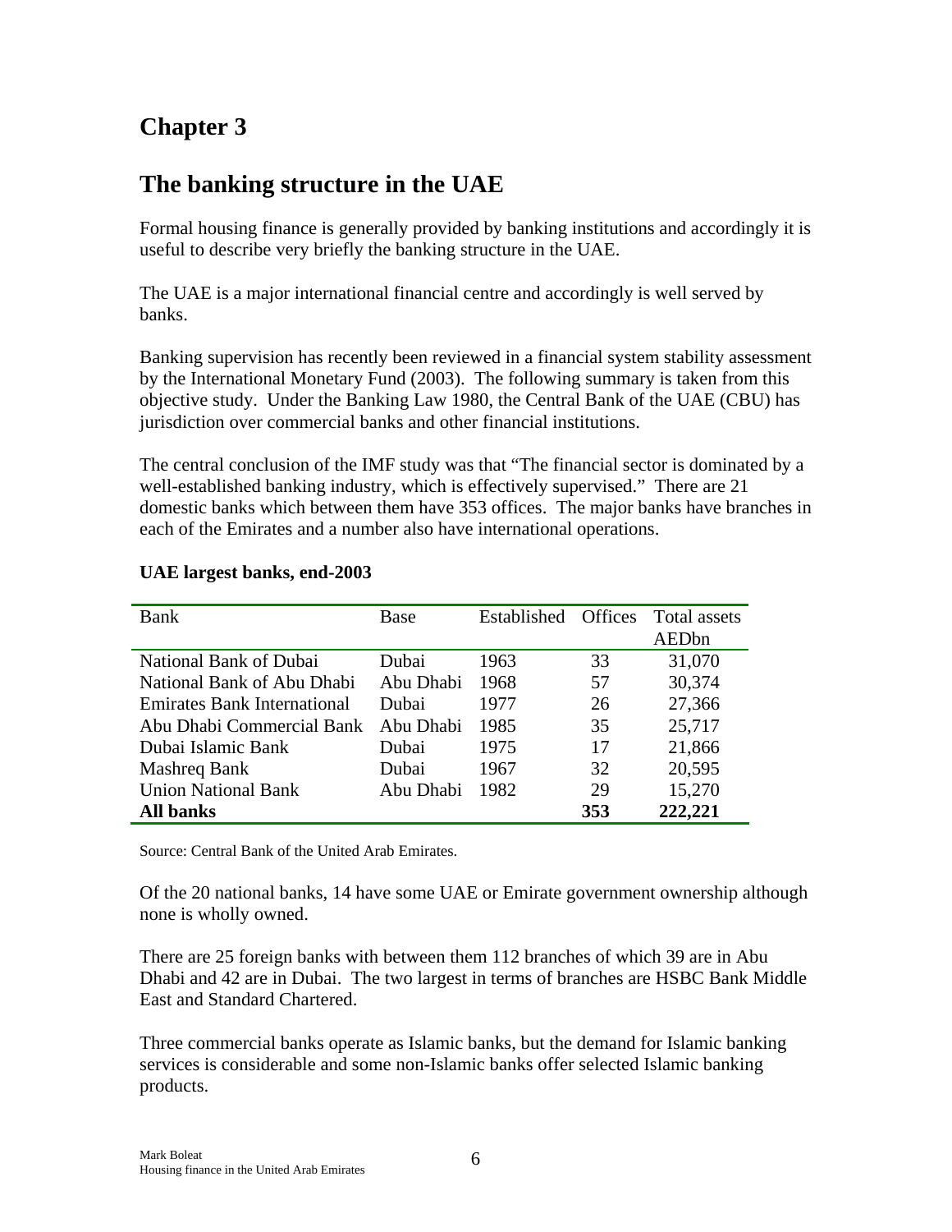# Chapter 3

## The banking structure in the UAE

Formal housing finance is generally provided by banking institutions and accordingly it is useful to describe very briefly the banking structure in the UAE.

The UAE is a major international financial centre and accordingly is well served by banks.

Banking supervision has recently been reviewed in a financial system stability assessment by the International Monetary Fund (2003). The following summary is taken from this objective study. Under the Banking Law 1980, the Central Bank of the UAE (CBU) has jurisdiction over commercial banks and other financial institutions.

The central conclusion of the IMF study was that "The financial sector is dominated by a well-established banking industry, which is effectively supervised." There are 21 domestic banks which between them have 353 offices. The major banks have branches in each of the Emirates and a number also have international operations.

**UAE largest banks, end-2003**

| Bank | Base | Established | Offices | Total assets AEDbn |
|---|---|---|---|---|
| National Bank of Dubai | Dubai | 1963 | 33 | 31,070 |
| National Bank of Abu Dhabi | Abu Dhabi | 1968 | 57 | 30,374 |
| Emirates Bank International | Dubai | 1977 | 26 | 27,366 |
| Abu Dhabi Commercial Bank | Abu Dhabi | 1985 | 35 | 25,717 |
| Dubai Islamic Bank | Dubai | 1975 | 17 | 21,866 |
| Mashreq Bank | Dubai | 1967 | 32 | 20,595 |
| Union National Bank | Abu Dhabi | 1982 | 29 | 15,270 |
| **All banks** | | | **353** | **222,221** |

Source: Central Bank of the United Arab Emirates.

Of the 20 national banks, 14 have some UAE or Emirate government ownership although none is wholly owned.

There are 25 foreign banks with between them 112 branches of which 39 are in Abu Dhabi and 42 are in Dubai. The two largest in terms of branches are HSBC Bank Middle East and Standard Chartered.

Three commercial banks operate as Islamic banks, but the demand for Islamic banking services is considerable and some non-Islamic banks offer selected Islamic banking products.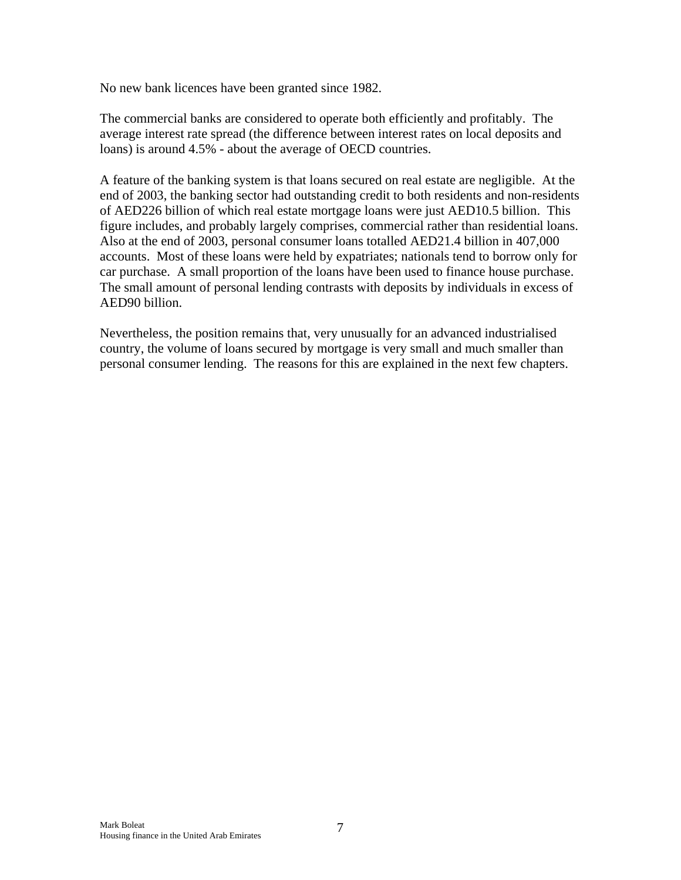No new bank licences have been granted since 1982.

The commercial banks are considered to operate both efficiently and profitably. The average interest rate spread (the difference between interest rates on local deposits and loans) is around 4.5% - about the average of OECD countries.

A feature of the banking system is that loans secured on real estate are negligible. At the end of 2003, the banking sector had outstanding credit to both residents and non-residents of AED226 billion of which real estate mortgage loans were just AED10.5 billion. This figure includes, and probably largely comprises, commercial rather than residential loans. Also at the end of 2003, personal consumer loans totalled AED21.4 billion in 407,000 accounts. Most of these loans were held by expatriates; nationals tend to borrow only for car purchase. A small proportion of the loans have been used to finance house purchase. The small amount of personal lending contrasts with deposits by individuals in excess of AED90 billion.

Nevertheless, the position remains that, very unusually for an advanced industrialised country, the volume of loans secured by mortgage is very small and much smaller than personal consumer lending. The reasons for this are explained in the next few chapters.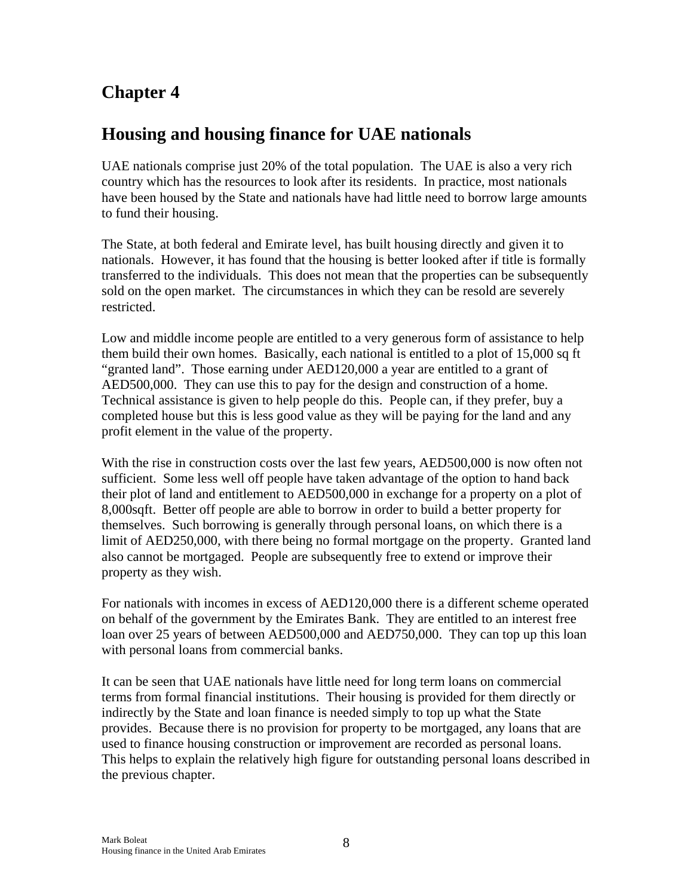# Chapter 4

## Housing and housing finance for UAE nationals

UAE nationals comprise just 20% of the total population. The UAE is also a very rich country which has the resources to look after its residents. In practice, most nationals have been housed by the State and nationals have had little need to borrow large amounts to fund their housing.

The State, at both federal and Emirate level, has built housing directly and given it to nationals. However, it has found that the housing is better looked after if title is formally transferred to the individuals. This does not mean that the properties can be subsequently sold on the open market. The circumstances in which they can be resold are severely restricted.

Low and middle income people are entitled to a very generous form of assistance to help them build their own homes. Basically, each national is entitled to a plot of 15,000 sq ft "granted land". Those earning under AED120,000 a year are entitled to a grant of AED500,000. They can use this to pay for the design and construction of a home. Technical assistance is given to help people do this. People can, if they prefer, buy a completed house but this is less good value as they will be paying for the land and any profit element in the value of the property.

With the rise in construction costs over the last few years, AED500,000 is now often not sufficient. Some less well off people have taken advantage of the option to hand back their plot of land and entitlement to AED500,000 in exchange for a property on a plot of 8,000sqft. Better off people are able to borrow in order to build a better property for themselves. Such borrowing is generally through personal loans, on which there is a limit of AED250,000, with there being no formal mortgage on the property. Granted land also cannot be mortgaged. People are subsequently free to extend or improve their property as they wish.

For nationals with incomes in excess of AED120,000 there is a different scheme operated on behalf of the government by the Emirates Bank. They are entitled to an interest free loan over 25 years of between AED500,000 and AED750,000. They can top up this loan with personal loans from commercial banks.

It can be seen that UAE nationals have little need for long term loans on commercial terms from formal financial institutions. Their housing is provided for them directly or indirectly by the State and loan finance is needed simply to top up what the State provides. Because there is no provision for property to be mortgaged, any loans that are used to finance housing construction or improvement are recorded as personal loans. This helps to explain the relatively high figure for outstanding personal loans described in the previous chapter.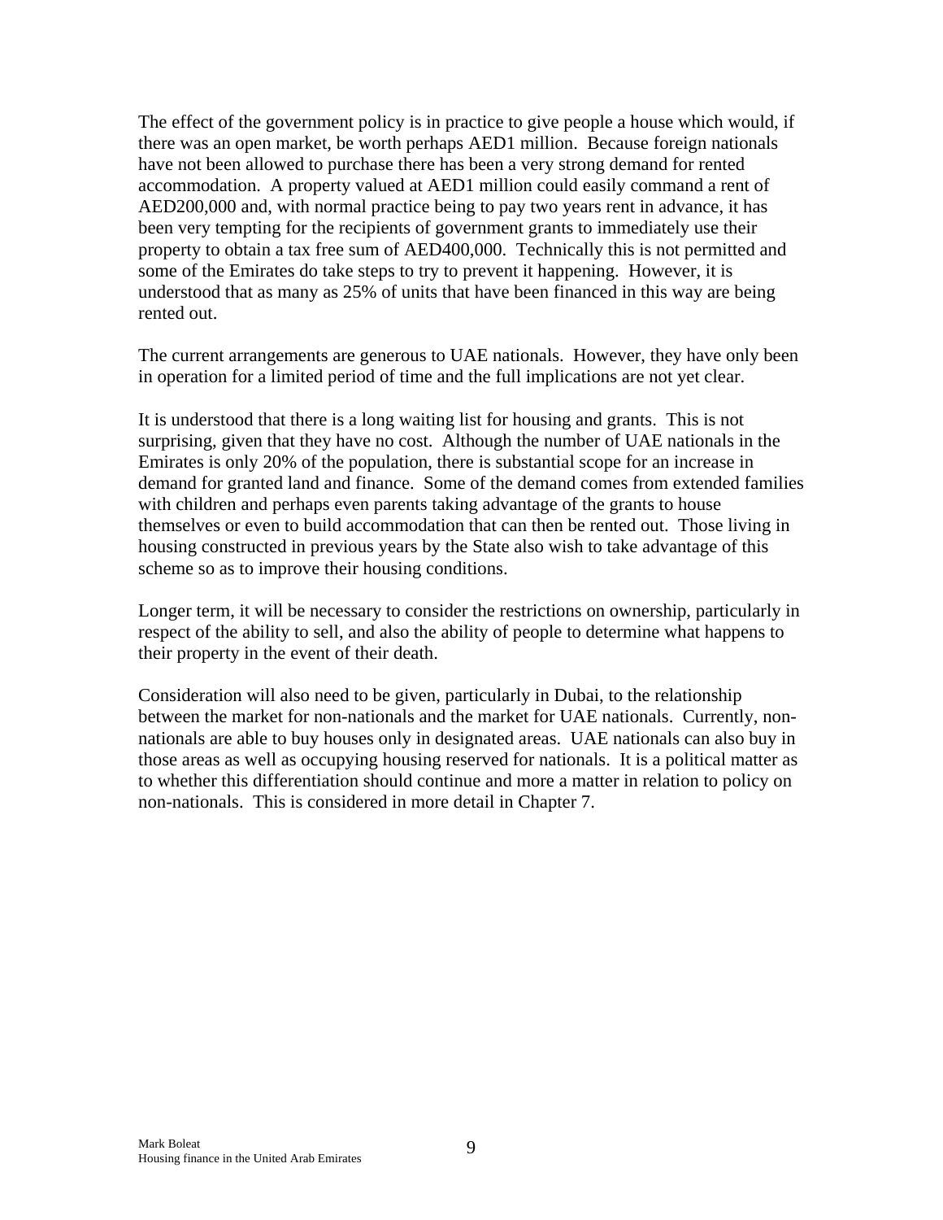The effect of the government policy is in practice to give people a house which would, if there was an open market, be worth perhaps AED1 million. Because foreign nationals have not been allowed to purchase there has been a very strong demand for rented accommodation. A property valued at AED1 million could easily command a rent of AED200,000 and, with normal practice being to pay two years rent in advance, it has been very tempting for the recipients of government grants to immediately use their property to obtain a tax free sum of AED400,000. Technically this is not permitted and some of the Emirates do take steps to try to prevent it happening. However, it is understood that as many as 25% of units that have been financed in this way are being rented out.

The current arrangements are generous to UAE nationals. However, they have only been in operation for a limited period of time and the full implications are not yet clear.

It is understood that there is a long waiting list for housing and grants. This is not surprising, given that they have no cost. Although the number of UAE nationals in the Emirates is only 20% of the population, there is substantial scope for an increase in demand for granted land and finance. Some of the demand comes from extended families with children and perhaps even parents taking advantage of the grants to house themselves or even to build accommodation that can then be rented out. Those living in housing constructed in previous years by the State also wish to take advantage of this scheme so as to improve their housing conditions.

Longer term, it will be necessary to consider the restrictions on ownership, particularly in respect of the ability to sell, and also the ability of people to determine what happens to their property in the event of their death.

Consideration will also need to be given, particularly in Dubai, to the relationship between the market for non-nationals and the market for UAE nationals. Currently, non-nationals are able to buy houses only in designated areas. UAE nationals can also buy in those areas as well as occupying housing reserved for nationals. It is a political matter as to whether this differentiation should continue and more a matter in relation to policy on non-nationals. This is considered in more detail in Chapter 7.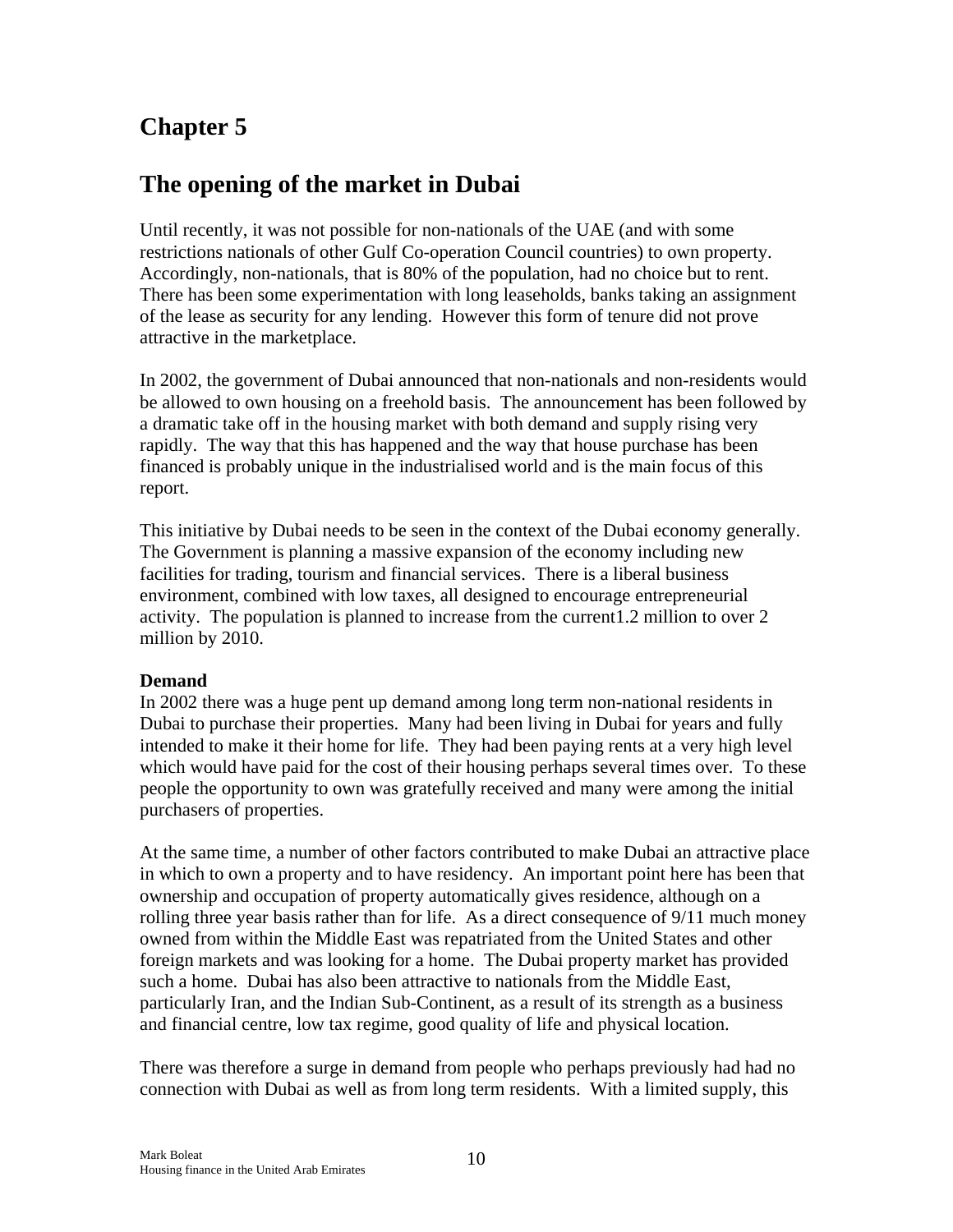# Chapter 5

## The opening of the market in Dubai

Until recently, it was not possible for non-nationals of the UAE (and with some restrictions nationals of other Gulf Co-operation Council countries) to own property. Accordingly, non-nationals, that is 80% of the population, had no choice but to rent. There has been some experimentation with long leaseholds, banks taking an assignment of the lease as security for any lending. However this form of tenure did not prove attractive in the marketplace.

In 2002, the government of Dubai announced that non-nationals and non-residents would be allowed to own housing on a freehold basis. The announcement has been followed by a dramatic take off in the housing market with both demand and supply rising very rapidly. The way that this has happened and the way that house purchase has been financed is probably unique in the industrialised world and is the main focus of this report.

This initiative by Dubai needs to be seen in the context of the Dubai economy generally. The Government is planning a massive expansion of the economy including new facilities for trading, tourism and financial services. There is a liberal business environment, combined with low taxes, all designed to encourage entrepreneurial activity. The population is planned to increase from the current1.2 million to over 2 million by 2010.

**Demand**

In 2002 there was a huge pent up demand among long term non-national residents in Dubai to purchase their properties. Many had been living in Dubai for years and fully intended to make it their home for life. They had been paying rents at a very high level which would have paid for the cost of their housing perhaps several times over. To these people the opportunity to own was gratefully received and many were among the initial purchasers of properties.

At the same time, a number of other factors contributed to make Dubai an attractive place in which to own a property and to have residency. An important point here has been that ownership and occupation of property automatically gives residence, although on a rolling three year basis rather than for life. As a direct consequence of 9/11 much money owned from within the Middle East was repatriated from the United States and other foreign markets and was looking for a home. The Dubai property market has provided such a home. Dubai has also been attractive to nationals from the Middle East, particularly Iran, and the Indian Sub-Continent, as a result of its strength as a business and financial centre, low tax regime, good quality of life and physical location.

There was therefore a surge in demand from people who perhaps previously had had no connection with Dubai as well as from long term residents. With a limited supply, this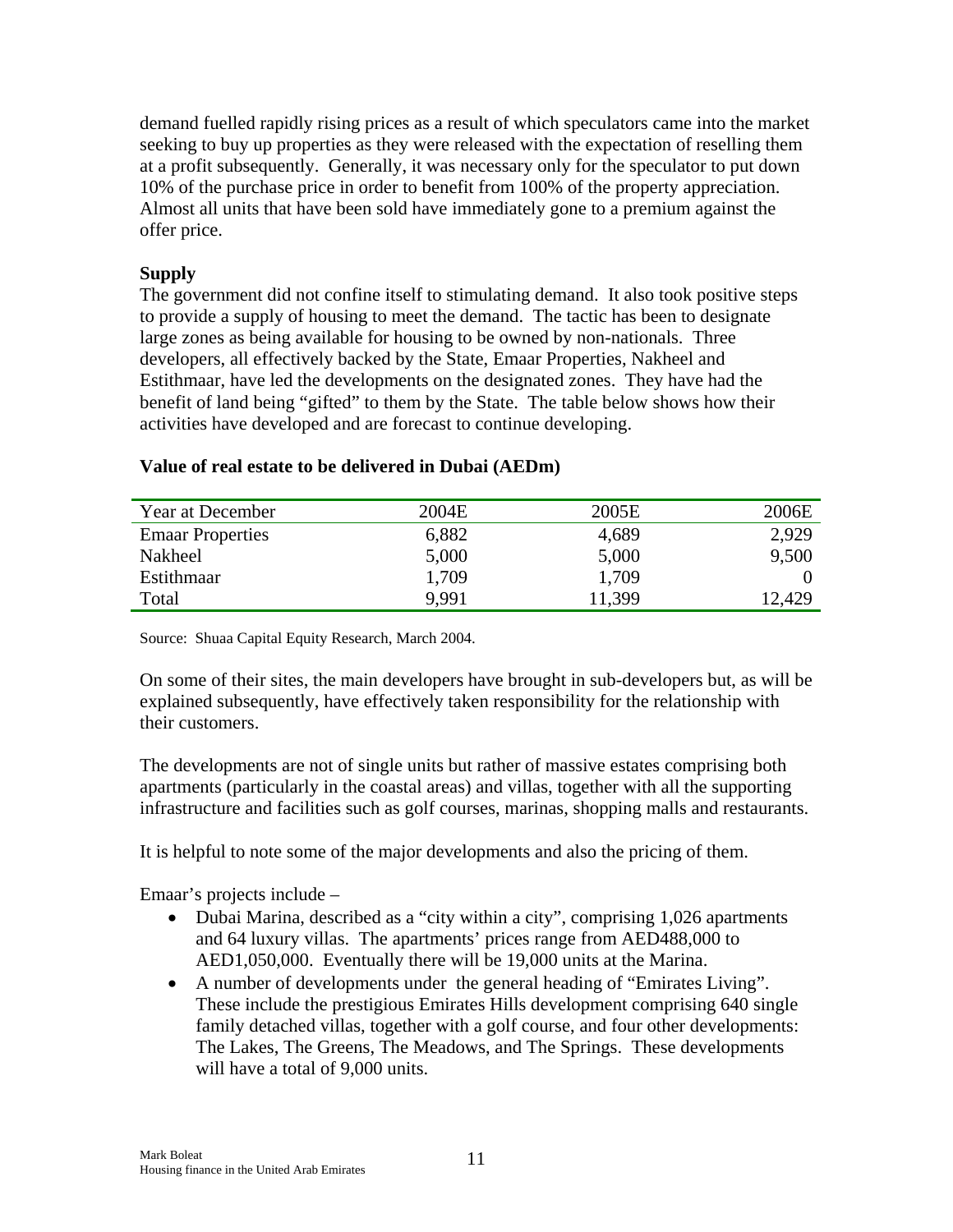demand fuelled rapidly rising prices as a result of which speculators came into the market seeking to buy up properties as they were released with the expectation of reselling them at a profit subsequently. Generally, it was necessary only for the speculator to put down 10% of the purchase price in order to benefit from 100% of the property appreciation. Almost all units that have been sold have immediately gone to a premium against the offer price.

**Supply**

The government did not confine itself to stimulating demand. It also took positive steps to provide a supply of housing to meet the demand. The tactic has been to designate large zones as being available for housing to be owned by non-nationals. Three developers, all effectively backed by the State, Emaar Properties, Nakheel and Estithmaar, have led the developments on the designated zones. They have had the benefit of land being "gifted" to them by the State. The table below shows how their activities have developed and are forecast to continue developing.

**Value of real estate to be delivered in Dubai (AEDm)**

| Year at December | 2004E | 2005E | 2006E |
|---|---|---|---|
| Emaar Properties | 6,882 | 4,689 | 2,929 |
| Nakheel | 5,000 | 5,000 | 9,500 |
| Estithmaar | 1,709 | 1,709 | 0 |
| Total | 9,991 | 11,399 | 12,429 |

Source: Shuaa Capital Equity Research, March 2004.

On some of their sites, the main developers have brought in sub-developers but, as will be explained subsequently, have effectively taken responsibility for the relationship with their customers.

The developments are not of single units but rather of massive estates comprising both apartments (particularly in the coastal areas) and villas, together with all the supporting infrastructure and facilities such as golf courses, marinas, shopping malls and restaurants.

It is helpful to note some of the major developments and also the pricing of them.

Emaar's projects include –

- Dubai Marina, described as a "city within a city", comprising 1,026 apartments and 64 luxury villas. The apartments' prices range from AED488,000 to AED1,050,000. Eventually there will be 19,000 units at the Marina.
- A number of developments under the general heading of "Emirates Living". These include the prestigious Emirates Hills development comprising 640 single family detached villas, together with a golf course, and four other developments: The Lakes, The Greens, The Meadows, and The Springs. These developments will have a total of 9,000 units.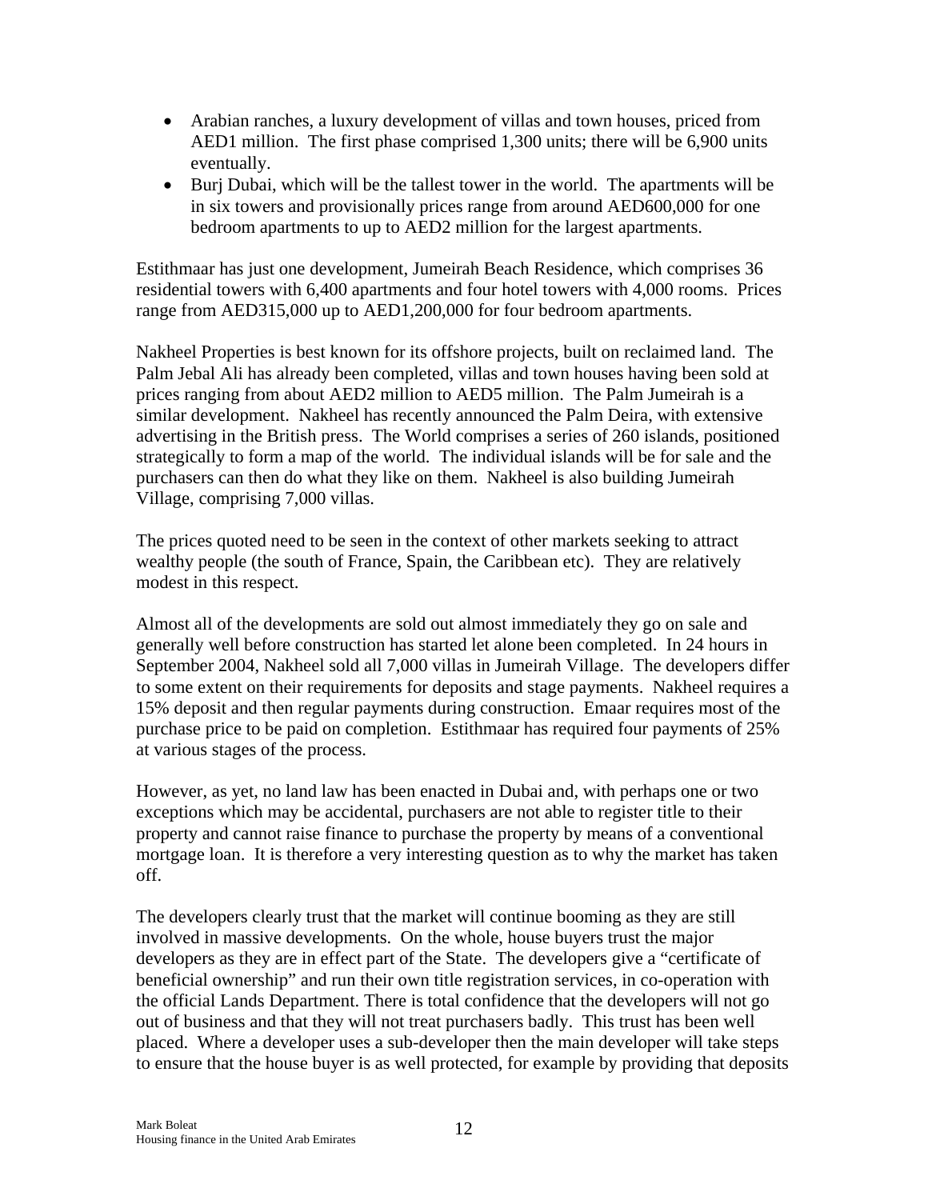- Arabian ranches, a luxury development of villas and town houses, priced from AED1 million. The first phase comprised 1,300 units; there will be 6,900 units eventually.
- Burj Dubai, which will be the tallest tower in the world. The apartments will be in six towers and provisionally prices range from around AED600,000 for one bedroom apartments to up to AED2 million for the largest apartments.

Estithmaar has just one development, Jumeirah Beach Residence, which comprises 36 residential towers with 6,400 apartments and four hotel towers with 4,000 rooms. Prices range from AED315,000 up to AED1,200,000 for four bedroom apartments.

Nakheel Properties is best known for its offshore projects, built on reclaimed land. The Palm Jebal Ali has already been completed, villas and town houses having been sold at prices ranging from about AED2 million to AED5 million. The Palm Jumeirah is a similar development. Nakheel has recently announced the Palm Deira, with extensive advertising in the British press. The World comprises a series of 260 islands, positioned strategically to form a map of the world. The individual islands will be for sale and the purchasers can then do what they like on them. Nakheel is also building Jumeirah Village, comprising 7,000 villas.

The prices quoted need to be seen in the context of other markets seeking to attract wealthy people (the south of France, Spain, the Caribbean etc). They are relatively modest in this respect.

Almost all of the developments are sold out almost immediately they go on sale and generally well before construction has started let alone been completed. In 24 hours in September 2004, Nakheel sold all 7,000 villas in Jumeirah Village. The developers differ to some extent on their requirements for deposits and stage payments. Nakheel requires a 15% deposit and then regular payments during construction. Emaar requires most of the purchase price to be paid on completion. Estithmaar has required four payments of 25% at various stages of the process.

However, as yet, no land law has been enacted in Dubai and, with perhaps one or two exceptions which may be accidental, purchasers are not able to register title to their property and cannot raise finance to purchase the property by means of a conventional mortgage loan. It is therefore a very interesting question as to why the market has taken off.

The developers clearly trust that the market will continue booming as they are still involved in massive developments. On the whole, house buyers trust the major developers as they are in effect part of the State. The developers give a "certificate of beneficial ownership" and run their own title registration services, in co-operation with the official Lands Department. There is total confidence that the developers will not go out of business and that they will not treat purchasers badly. This trust has been well placed. Where a developer uses a sub-developer then the main developer will take steps to ensure that the house buyer is as well protected, for example by providing that deposits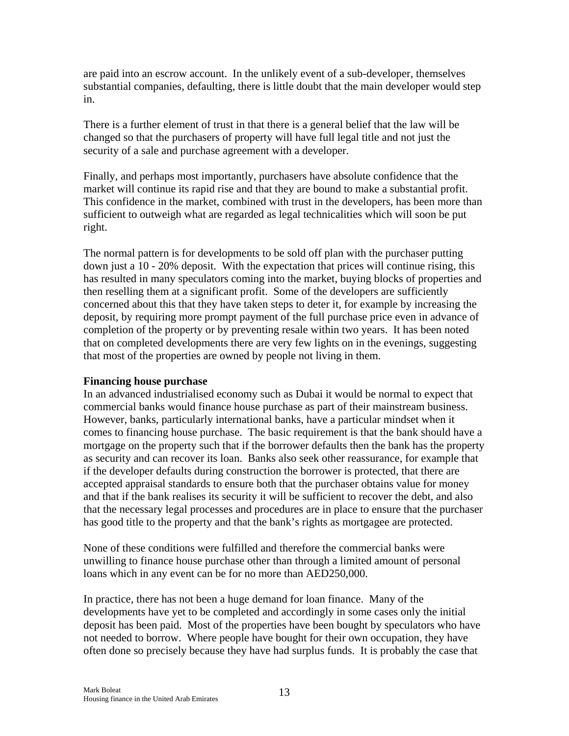are paid into an escrow account. In the unlikely event of a sub-developer, themselves substantial companies, defaulting, there is little doubt that the main developer would step in.

There is a further element of trust in that there is a general belief that the law will be changed so that the purchasers of property will have full legal title and not just the security of a sale and purchase agreement with a developer.

Finally, and perhaps most importantly, purchasers have absolute confidence that the market will continue its rapid rise and that they are bound to make a substantial profit. This confidence in the market, combined with trust in the developers, has been more than sufficient to outweigh what are regarded as legal technicalities which will soon be put right.

The normal pattern is for developments to be sold off plan with the purchaser putting down just a 10 - 20% deposit. With the expectation that prices will continue rising, this has resulted in many speculators coming into the market, buying blocks of properties and then reselling them at a significant profit. Some of the developers are sufficiently concerned about this that they have taken steps to deter it, for example by increasing the deposit, by requiring more prompt payment of the full purchase price even in advance of completion of the property or by preventing resale within two years. It has been noted that on completed developments there are very few lights on in the evenings, suggesting that most of the properties are owned by people not living in them.

**Financing house purchase**

In an advanced industrialised economy such as Dubai it would be normal to expect that commercial banks would finance house purchase as part of their mainstream business. However, banks, particularly international banks, have a particular mindset when it comes to financing house purchase. The basic requirement is that the bank should have a mortgage on the property such that if the borrower defaults then the bank has the property as security and can recover its loan. Banks also seek other reassurance, for example that if the developer defaults during construction the borrower is protected, that there are accepted appraisal standards to ensure both that the purchaser obtains value for money and that if the bank realises its security it will be sufficient to recover the debt, and also that the necessary legal processes and procedures are in place to ensure that the purchaser has good title to the property and that the bank's rights as mortgagee are protected.

None of these conditions were fulfilled and therefore the commercial banks were unwilling to finance house purchase other than through a limited amount of personal loans which in any event can be for no more than AED250,000.

In practice, there has not been a huge demand for loan finance. Many of the developments have yet to be completed and accordingly in some cases only the initial deposit has been paid. Most of the properties have been bought by speculators who have not needed to borrow. Where people have bought for their own occupation, they have often done so precisely because they have had surplus funds. It is probably the case that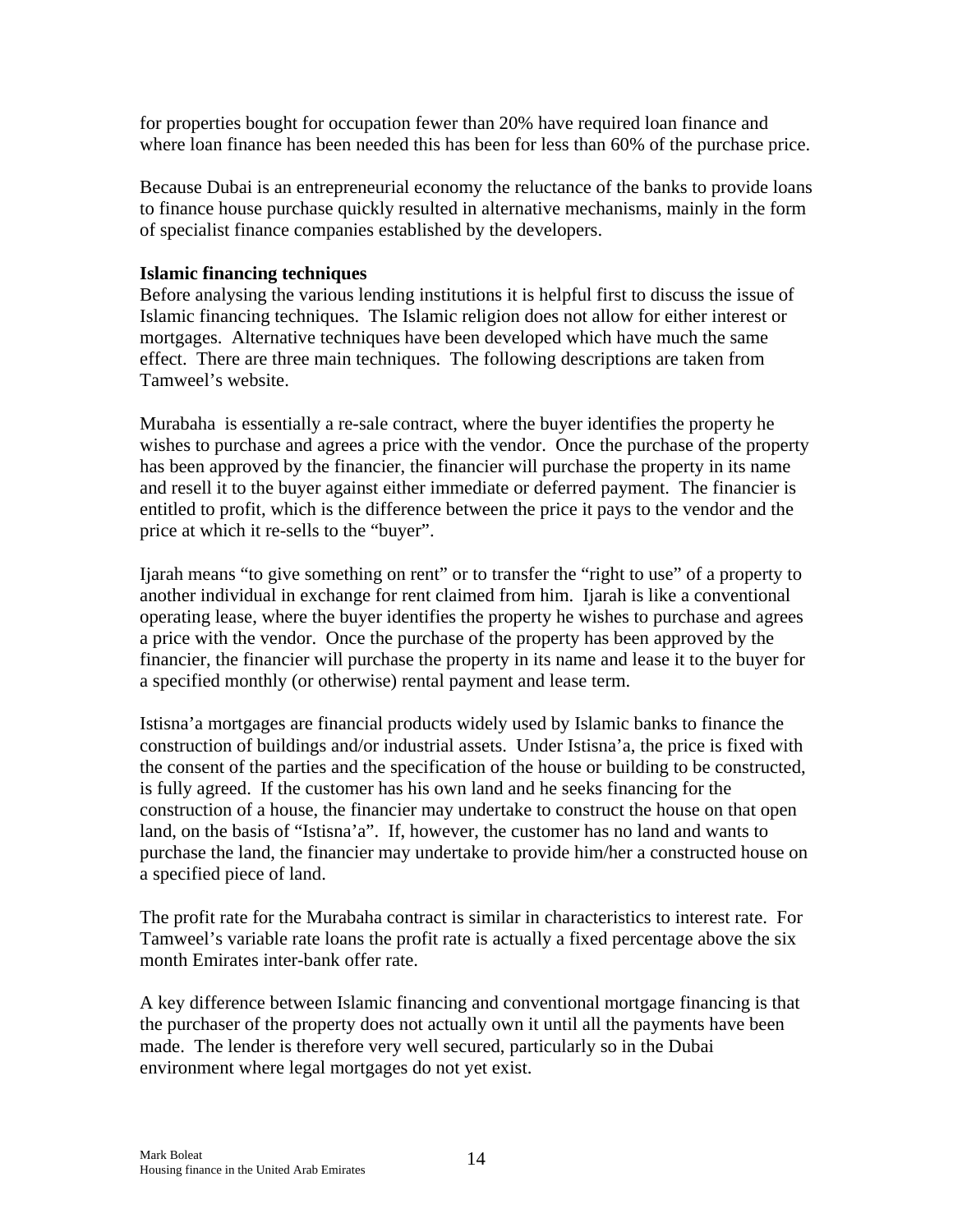for properties bought for occupation fewer than 20% have required loan finance and where loan finance has been needed this has been for less than 60% of the purchase price.

Because Dubai is an entrepreneurial economy the reluctance of the banks to provide loans to finance house purchase quickly resulted in alternative mechanisms, mainly in the form of specialist finance companies established by the developers.

**Islamic financing techniques**

Before analysing the various lending institutions it is helpful first to discuss the issue of Islamic financing techniques. The Islamic religion does not allow for either interest or mortgages. Alternative techniques have been developed which have much the same effect. There are three main techniques. The following descriptions are taken from Tamweel's website.

Murabaha is essentially a re-sale contract, where the buyer identifies the property he wishes to purchase and agrees a price with the vendor. Once the purchase of the property has been approved by the financier, the financier will purchase the property in its name and resell it to the buyer against either immediate or deferred payment. The financier is entitled to profit, which is the difference between the price it pays to the vendor and the price at which it re-sells to the "buyer".

Ijarah means "to give something on rent" or to transfer the "right to use" of a property to another individual in exchange for rent claimed from him. Ijarah is like a conventional operating lease, where the buyer identifies the property he wishes to purchase and agrees a price with the vendor. Once the purchase of the property has been approved by the financier, the financier will purchase the property in its name and lease it to the buyer for a specified monthly (or otherwise) rental payment and lease term.

Istisna'a mortgages are financial products widely used by Islamic banks to finance the construction of buildings and/or industrial assets. Under Istisna'a, the price is fixed with the consent of the parties and the specification of the house or building to be constructed, is fully agreed. If the customer has his own land and he seeks financing for the construction of a house, the financier may undertake to construct the house on that open land, on the basis of "Istisna'a". If, however, the customer has no land and wants to purchase the land, the financier may undertake to provide him/her a constructed house on a specified piece of land.

The profit rate for the Murabaha contract is similar in characteristics to interest rate. For Tamweel's variable rate loans the profit rate is actually a fixed percentage above the six month Emirates inter-bank offer rate.

A key difference between Islamic financing and conventional mortgage financing is that the purchaser of the property does not actually own it until all the payments have been made. The lender is therefore very well secured, particularly so in the Dubai environment where legal mortgages do not yet exist.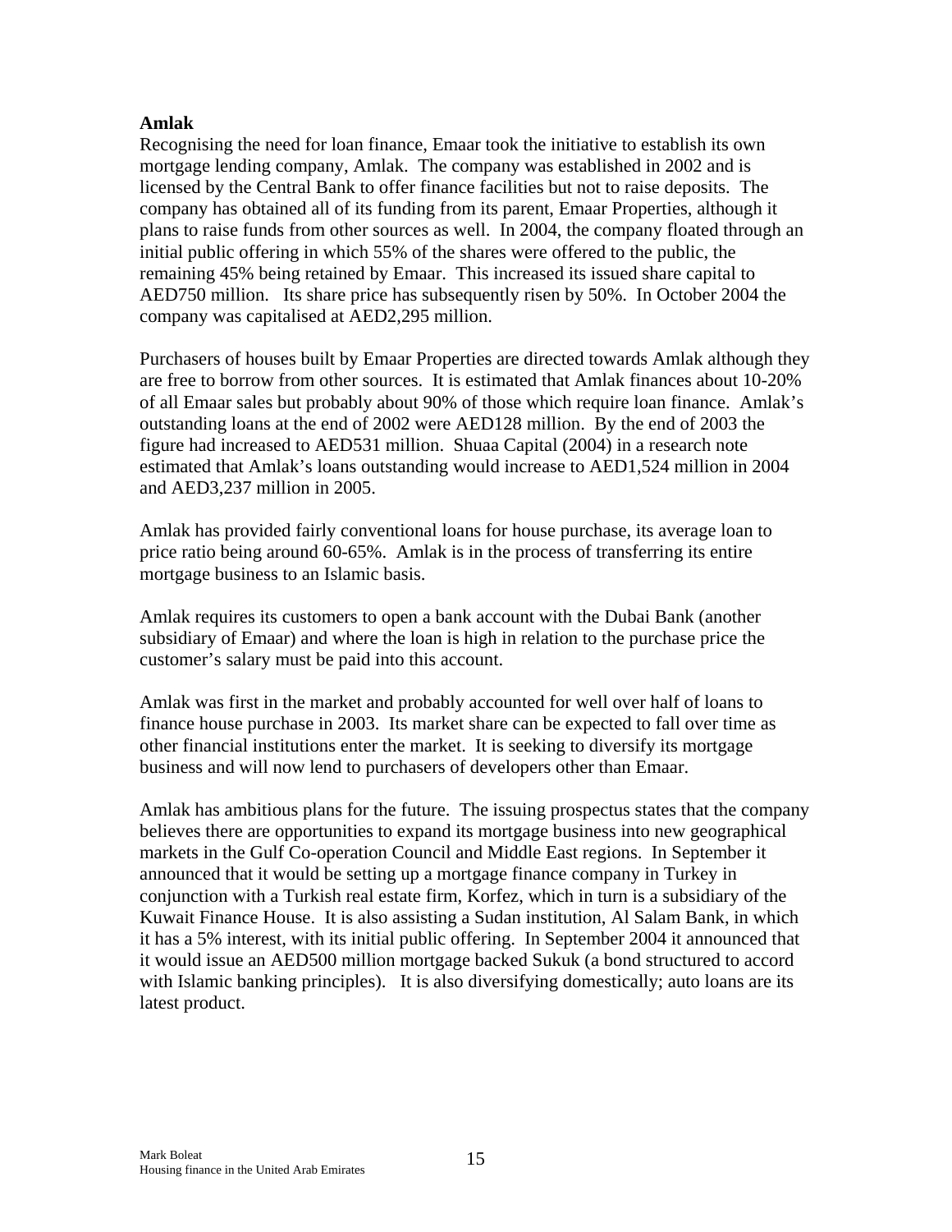**Amlak**

Recognising the need for loan finance, Emaar took the initiative to establish its own mortgage lending company, Amlak. The company was established in 2002 and is licensed by the Central Bank to offer finance facilities but not to raise deposits. The company has obtained all of its funding from its parent, Emaar Properties, although it plans to raise funds from other sources as well. In 2004, the company floated through an initial public offering in which 55% of the shares were offered to the public, the remaining 45% being retained by Emaar. This increased its issued share capital to AED750 million. Its share price has subsequently risen by 50%. In October 2004 the company was capitalised at AED2,295 million.

Purchasers of houses built by Emaar Properties are directed towards Amlak although they are free to borrow from other sources. It is estimated that Amlak finances about 10-20% of all Emaar sales but probably about 90% of those which require loan finance. Amlak's outstanding loans at the end of 2002 were AED128 million. By the end of 2003 the figure had increased to AED531 million. Shuaa Capital (2004) in a research note estimated that Amlak's loans outstanding would increase to AED1,524 million in 2004 and AED3,237 million in 2005.

Amlak has provided fairly conventional loans for house purchase, its average loan to price ratio being around 60-65%. Amlak is in the process of transferring its entire mortgage business to an Islamic basis.

Amlak requires its customers to open a bank account with the Dubai Bank (another subsidiary of Emaar) and where the loan is high in relation to the purchase price the customer's salary must be paid into this account.

Amlak was first in the market and probably accounted for well over half of loans to finance house purchase in 2003. Its market share can be expected to fall over time as other financial institutions enter the market. It is seeking to diversify its mortgage business and will now lend to purchasers of developers other than Emaar.

Amlak has ambitious plans for the future. The issuing prospectus states that the company believes there are opportunities to expand its mortgage business into new geographical markets in the Gulf Co-operation Council and Middle East regions. In September it announced that it would be setting up a mortgage finance company in Turkey in conjunction with a Turkish real estate firm, Korfez, which in turn is a subsidiary of the Kuwait Finance House. It is also assisting a Sudan institution, Al Salam Bank, in which it has a 5% interest, with its initial public offering. In September 2004 it announced that it would issue an AED500 million mortgage backed Sukuk (a bond structured to accord with Islamic banking principles). It is also diversifying domestically; auto loans are its latest product.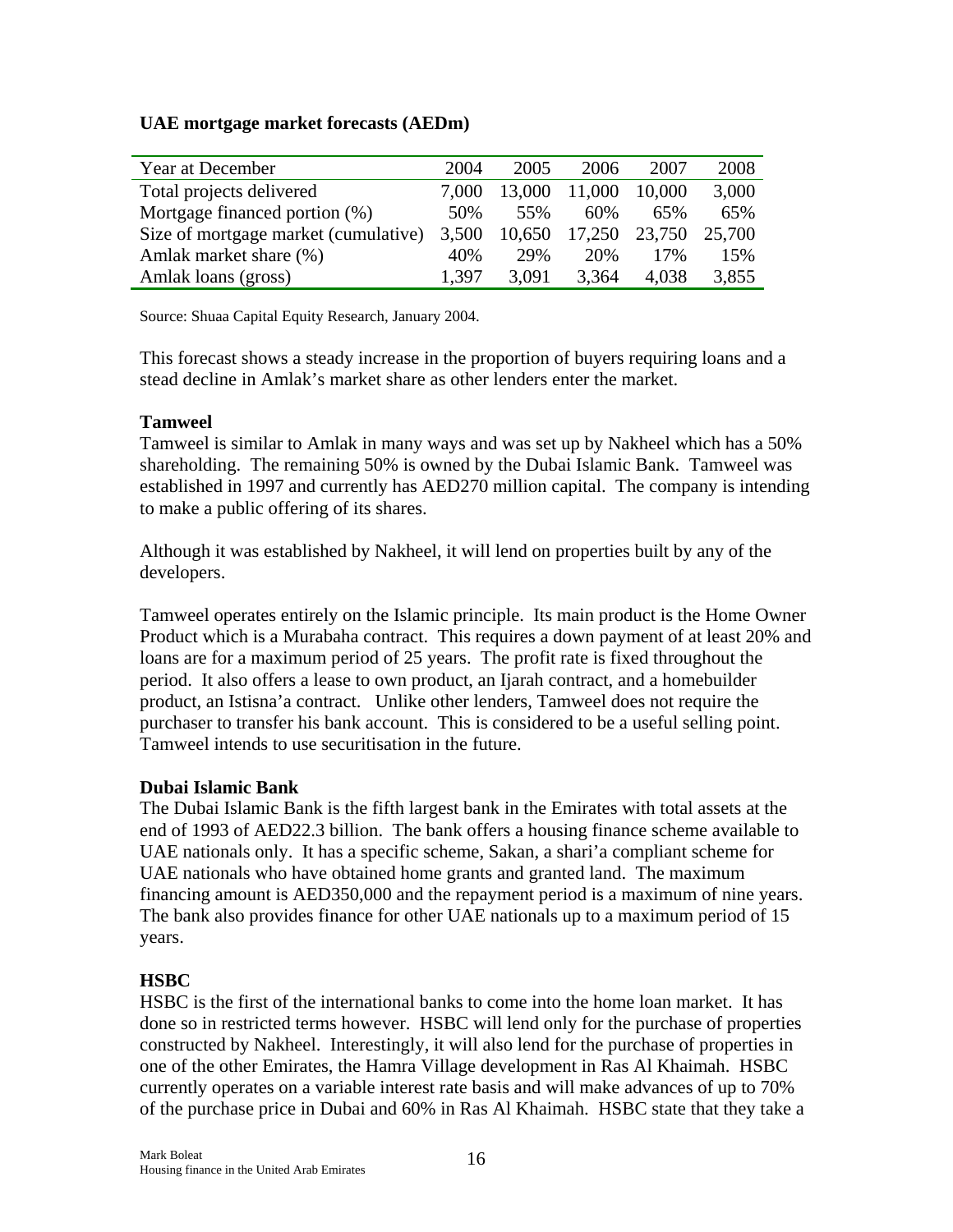**UAE mortgage market forecasts (AEDm)**

| Year at December | 2004 | 2005 | 2006 | 2007 | 2008 |
| --- | --- | --- | --- | --- | --- |
| Total projects delivered | 7,000 | 13,000 | 11,000 | 10,000 | 3,000 |
| Mortgage financed portion (%) | 50% | 55% | 60% | 65% | 65% |
| Size of mortgage market (cumulative) | 3,500 | 10,650 | 17,250 | 23,750 | 25,700 |
| Amlak market share (%) | 40% | 29% | 20% | 17% | 15% |
| Amlak loans (gross) | 1,397 | 3,091 | 3,364 | 4,038 | 3,855 |

Source: Shuaa Capital Equity Research, January 2004.

This forecast shows a steady increase in the proportion of buyers requiring loans and a stead decline in Amlak's market share as other lenders enter the market.

**Tamweel**

Tamweel is similar to Amlak in many ways and was set up by Nakheel which has a 50% shareholding. The remaining 50% is owned by the Dubai Islamic Bank. Tamweel was established in 1997 and currently has AED270 million capital. The company is intending to make a public offering of its shares.

Although it was established by Nakheel, it will lend on properties built by any of the developers.

Tamweel operates entirely on the Islamic principle. Its main product is the Home Owner Product which is a Murabaha contract. This requires a down payment of at least 20% and loans are for a maximum period of 25 years. The profit rate is fixed throughout the period. It also offers a lease to own product, an Ijarah contract, and a homebuilder product, an Istisna'a contract. Unlike other lenders, Tamweel does not require the purchaser to transfer his bank account. This is considered to be a useful selling point. Tamweel intends to use securitisation in the future.

**Dubai Islamic Bank**

The Dubai Islamic Bank is the fifth largest bank in the Emirates with total assets at the end of 1993 of AED22.3 billion. The bank offers a housing finance scheme available to UAE nationals only. It has a specific scheme, Sakan, a shari'a compliant scheme for UAE nationals who have obtained home grants and granted land. The maximum financing amount is AED350,000 and the repayment period is a maximum of nine years. The bank also provides finance for other UAE nationals up to a maximum period of 15 years.

**HSBC**

HSBC is the first of the international banks to come into the home loan market. It has done so in restricted terms however. HSBC will lend only for the purchase of properties constructed by Nakheel. Interestingly, it will also lend for the purchase of properties in one of the other Emirates, the Hamra Village development in Ras Al Khaimah. HSBC currently operates on a variable interest rate basis and will make advances of up to 70% of the purchase price in Dubai and 60% in Ras Al Khaimah. HSBC state that they take a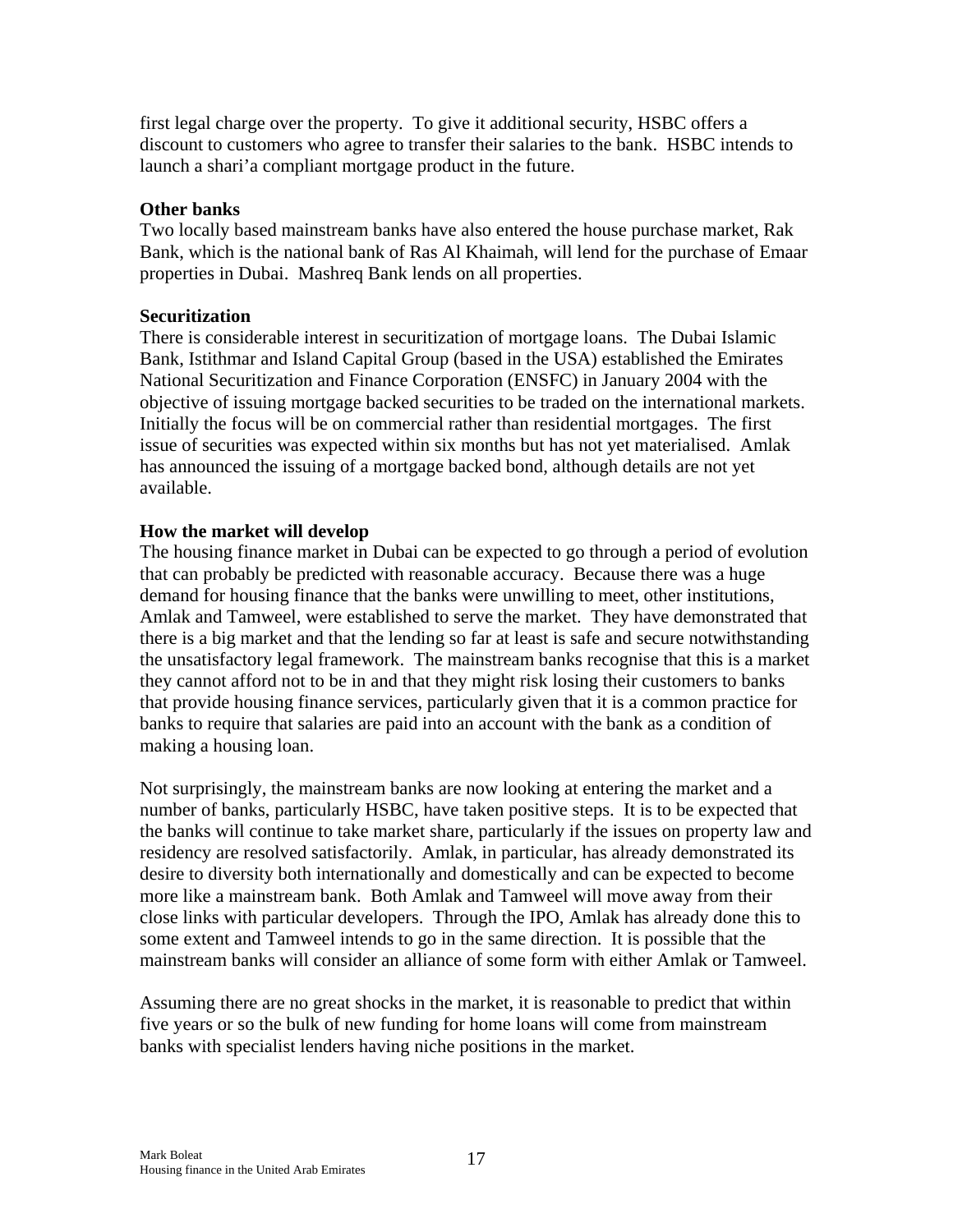first legal charge over the property. To give it additional security, HSBC offers a discount to customers who agree to transfer their salaries to the bank. HSBC intends to launch a shari'a compliant mortgage product in the future.

**Other banks**

Two locally based mainstream banks have also entered the house purchase market, Rak Bank, which is the national bank of Ras Al Khaimah, will lend for the purchase of Emaar properties in Dubai. Mashreq Bank lends on all properties.

**Securitization**

There is considerable interest in securitization of mortgage loans. The Dubai Islamic Bank, Istithmar and Island Capital Group (based in the USA) established the Emirates National Securitization and Finance Corporation (ENSFC) in January 2004 with the objective of issuing mortgage backed securities to be traded on the international markets. Initially the focus will be on commercial rather than residential mortgages. The first issue of securities was expected within six months but has not yet materialised. Amlak has announced the issuing of a mortgage backed bond, although details are not yet available.

**How the market will develop**

The housing finance market in Dubai can be expected to go through a period of evolution that can probably be predicted with reasonable accuracy. Because there was a huge demand for housing finance that the banks were unwilling to meet, other institutions, Amlak and Tamweel, were established to serve the market. They have demonstrated that there is a big market and that the lending so far at least is safe and secure notwithstanding the unsatisfactory legal framework. The mainstream banks recognise that this is a market they cannot afford not to be in and that they might risk losing their customers to banks that provide housing finance services, particularly given that it is a common practice for banks to require that salaries are paid into an account with the bank as a condition of making a housing loan.

Not surprisingly, the mainstream banks are now looking at entering the market and a number of banks, particularly HSBC, have taken positive steps. It is to be expected that the banks will continue to take market share, particularly if the issues on property law and residency are resolved satisfactorily. Amlak, in particular, has already demonstrated its desire to diversity both internationally and domestically and can be expected to become more like a mainstream bank. Both Amlak and Tamweel will move away from their close links with particular developers. Through the IPO, Amlak has already done this to some extent and Tamweel intends to go in the same direction. It is possible that the mainstream banks will consider an alliance of some form with either Amlak or Tamweel.

Assuming there are no great shocks in the market, it is reasonable to predict that within five years or so the bulk of new funding for home loans will come from mainstream banks with specialist lenders having niche positions in the market.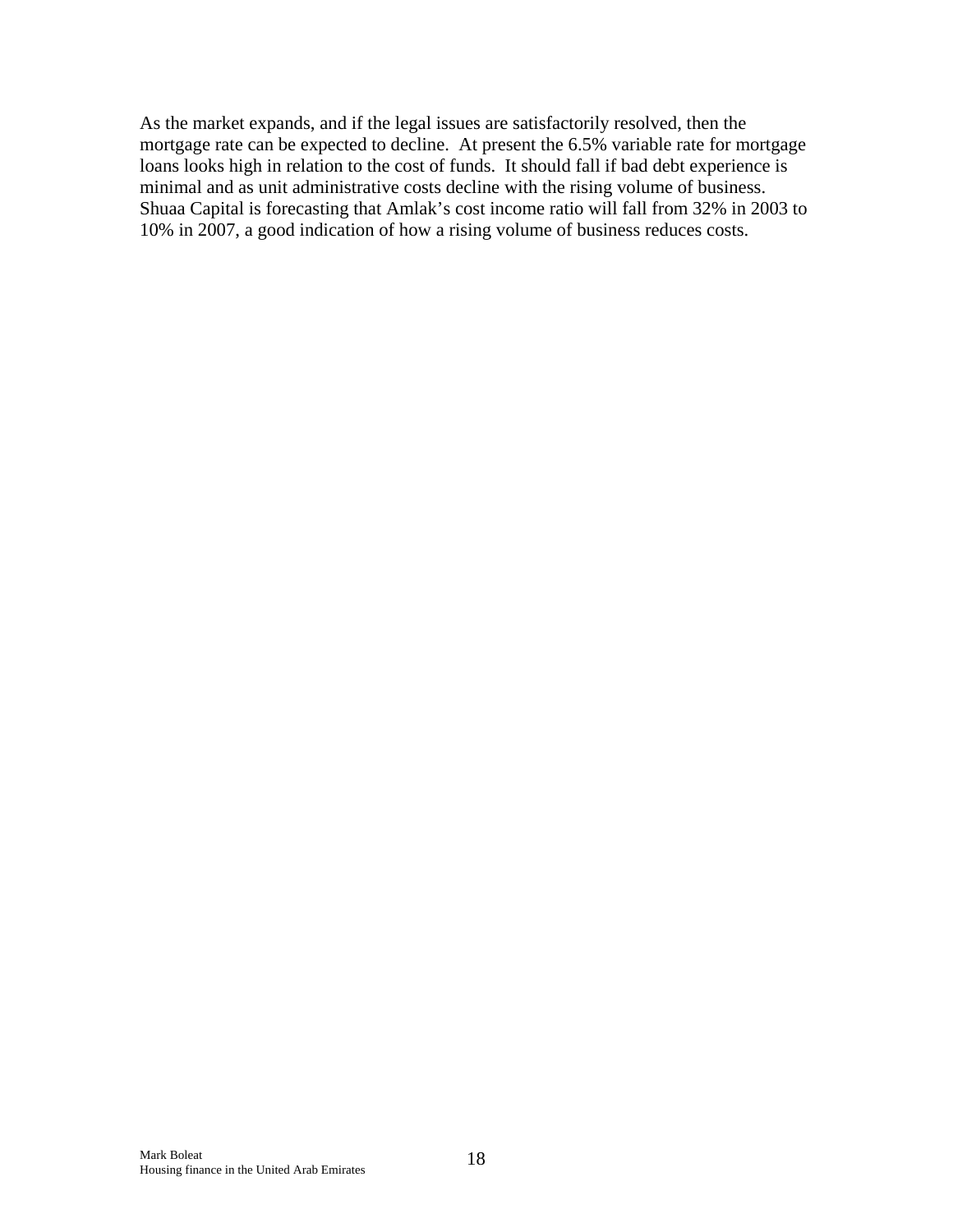As the market expands, and if the legal issues are satisfactorily resolved, then the mortgage rate can be expected to decline. At present the 6.5% variable rate for mortgage loans looks high in relation to the cost of funds. It should fall if bad debt experience is minimal and as unit administrative costs decline with the rising volume of business. Shuaa Capital is forecasting that Amlak's cost income ratio will fall from 32% in 2003 to 10% in 2007, a good indication of how a rising volume of business reduces costs.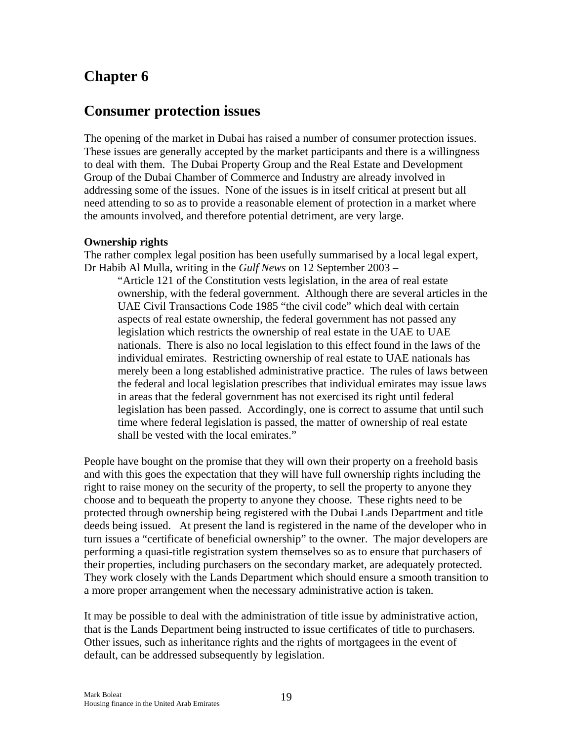# Chapter 6

# Consumer protection issues

The opening of the market in Dubai has raised a number of consumer protection issues. These issues are generally accepted by the market participants and there is a willingness to deal with them. The Dubai Property Group and the Real Estate and Development Group of the Dubai Chamber of Commerce and Industry are already involved in addressing some of the issues. None of the issues is in itself critical at present but all need attending to so as to provide a reasonable element of protection in a market where the amounts involved, and therefore potential detriment, are very large.

**Ownership rights**

The rather complex legal position has been usefully summarised by a local legal expert, Dr Habib Al Mulla, writing in the *Gulf News* on 12 September 2003 –

> "Article 121 of the Constitution vests legislation, in the area of real estate ownership, with the federal government. Although there are several articles in the UAE Civil Transactions Code 1985 "the civil code" which deal with certain aspects of real estate ownership, the federal government has not passed any legislation which restricts the ownership of real estate in the UAE to UAE nationals. There is also no local legislation to this effect found in the laws of the individual emirates. Restricting ownership of real estate to UAE nationals has merely been a long established administrative practice. The rules of laws between the federal and local legislation prescribes that individual emirates may issue laws in areas that the federal government has not exercised its right until federal legislation has been passed. Accordingly, one is correct to assume that until such time where federal legislation is passed, the matter of ownership of real estate shall be vested with the local emirates."

People have bought on the promise that they will own their property on a freehold basis and with this goes the expectation that they will have full ownership rights including the right to raise money on the security of the property, to sell the property to anyone they choose and to bequeath the property to anyone they choose. These rights need to be protected through ownership being registered with the Dubai Lands Department and title deeds being issued. At present the land is registered in the name of the developer who in turn issues a "certificate of beneficial ownership" to the owner. The major developers are performing a quasi-title registration system themselves so as to ensure that purchasers of their properties, including purchasers on the secondary market, are adequately protected. They work closely with the Lands Department which should ensure a smooth transition to a more proper arrangement when the necessary administrative action is taken.

It may be possible to deal with the administration of title issue by administrative action, that is the Lands Department being instructed to issue certificates of title to purchasers. Other issues, such as inheritance rights and the rights of mortgagees in the event of default, can be addressed subsequently by legislation.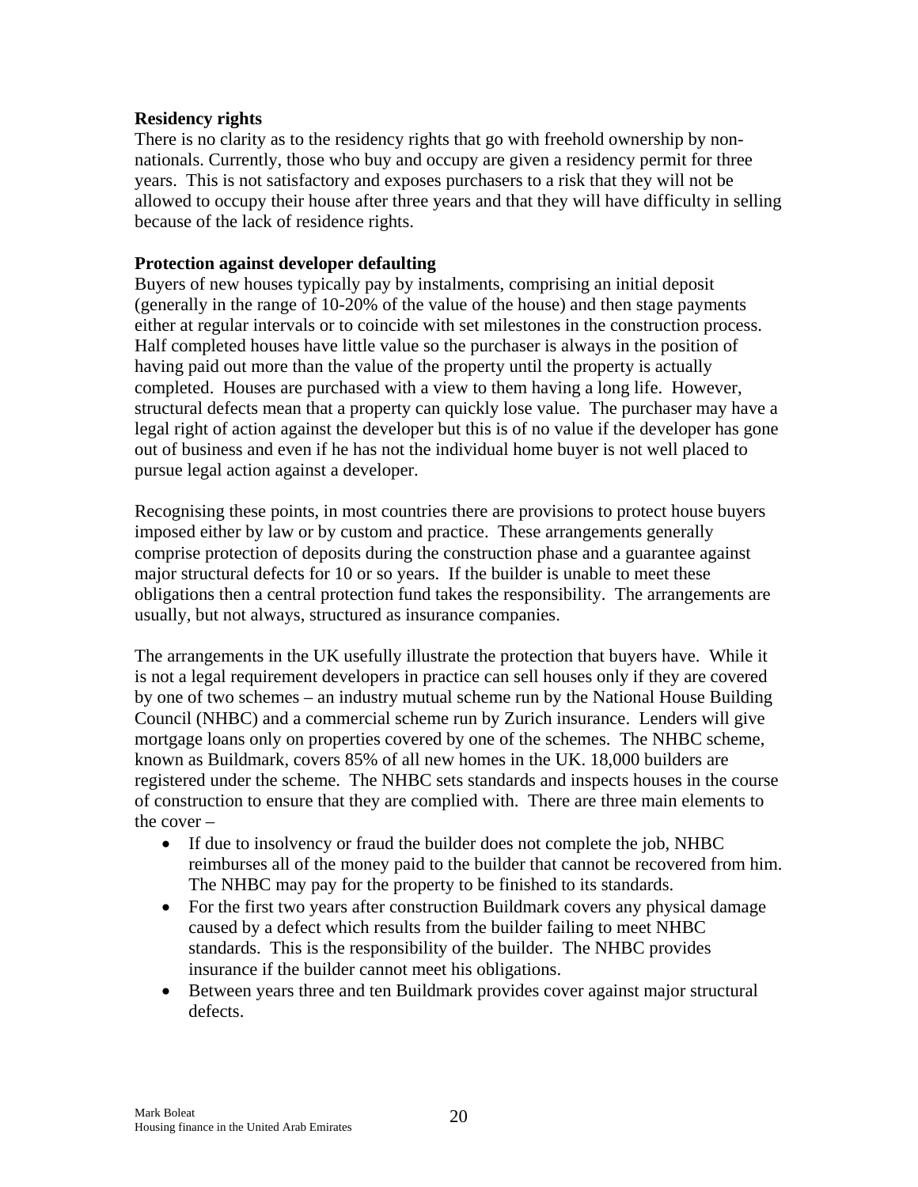**Residency rights**

There is no clarity as to the residency rights that go with freehold ownership by non-nationals. Currently, those who buy and occupy are given a residency permit for three years. This is not satisfactory and exposes purchasers to a risk that they will not be allowed to occupy their house after three years and that they will have difficulty in selling because of the lack of residence rights.

**Protection against developer defaulting**

Buyers of new houses typically pay by instalments, comprising an initial deposit (generally in the range of 10-20% of the value of the house) and then stage payments either at regular intervals or to coincide with set milestones in the construction process. Half completed houses have little value so the purchaser is always in the position of having paid out more than the value of the property until the property is actually completed. Houses are purchased with a view to them having a long life. However, structural defects mean that a property can quickly lose value. The purchaser may have a legal right of action against the developer but this is of no value if the developer has gone out of business and even if he has not the individual home buyer is not well placed to pursue legal action against a developer.

Recognising these points, in most countries there are provisions to protect house buyers imposed either by law or by custom and practice. These arrangements generally comprise protection of deposits during the construction phase and a guarantee against major structural defects for 10 or so years. If the builder is unable to meet these obligations then a central protection fund takes the responsibility. The arrangements are usually, but not always, structured as insurance companies.

The arrangements in the UK usefully illustrate the protection that buyers have. While it is not a legal requirement developers in practice can sell houses only if they are covered by one of two schemes – an industry mutual scheme run by the National House Building Council (NHBC) and a commercial scheme run by Zurich insurance. Lenders will give mortgage loans only on properties covered by one of the schemes. The NHBC scheme, known as Buildmark, covers 85% of all new homes in the UK. 18,000 builders are registered under the scheme. The NHBC sets standards and inspects houses in the course of construction to ensure that they are complied with. There are three main elements to the cover –

- If due to insolvency or fraud the builder does not complete the job, NHBC reimburses all of the money paid to the builder that cannot be recovered from him. The NHBC may pay for the property to be finished to its standards.
- For the first two years after construction Buildmark covers any physical damage caused by a defect which results from the builder failing to meet NHBC standards. This is the responsibility of the builder. The NHBC provides insurance if the builder cannot meet his obligations.
- Between years three and ten Buildmark provides cover against major structural defects.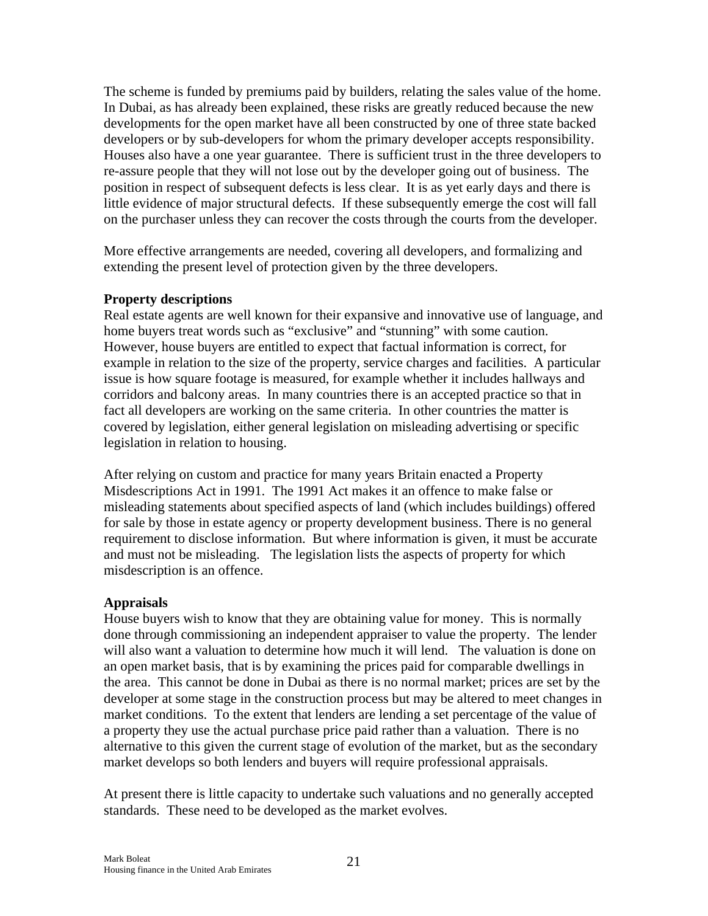The scheme is funded by premiums paid by builders, relating the sales value of the home. In Dubai, as has already been explained, these risks are greatly reduced because the new developments for the open market have all been constructed by one of three state backed developers or by sub-developers for whom the primary developer accepts responsibility. Houses also have a one year guarantee. There is sufficient trust in the three developers to re-assure people that they will not lose out by the developer going out of business. The position in respect of subsequent defects is less clear. It is as yet early days and there is little evidence of major structural defects. If these subsequently emerge the cost will fall on the purchaser unless they can recover the costs through the courts from the developer.

More effective arrangements are needed, covering all developers, and formalizing and extending the present level of protection given by the three developers.

**Property descriptions**

Real estate agents are well known for their expansive and innovative use of language, and home buyers treat words such as "exclusive" and "stunning" with some caution. However, house buyers are entitled to expect that factual information is correct, for example in relation to the size of the property, service charges and facilities. A particular issue is how square footage is measured, for example whether it includes hallways and corridors and balcony areas. In many countries there is an accepted practice so that in fact all developers are working on the same criteria. In other countries the matter is covered by legislation, either general legislation on misleading advertising or specific legislation in relation to housing.

After relying on custom and practice for many years Britain enacted a Property Misdescriptions Act in 1991. The 1991 Act makes it an offence to make false or misleading statements about specified aspects of land (which includes buildings) offered for sale by those in estate agency or property development business. There is no general requirement to disclose information. But where information is given, it must be accurate and must not be misleading. The legislation lists the aspects of property for which misdescription is an offence.

**Appraisals**

House buyers wish to know that they are obtaining value for money. This is normally done through commissioning an independent appraiser to value the property. The lender will also want a valuation to determine how much it will lend. The valuation is done on an open market basis, that is by examining the prices paid for comparable dwellings in the area. This cannot be done in Dubai as there is no normal market; prices are set by the developer at some stage in the construction process but may be altered to meet changes in market conditions. To the extent that lenders are lending a set percentage of the value of a property they use the actual purchase price paid rather than a valuation. There is no alternative to this given the current stage of evolution of the market, but as the secondary market develops so both lenders and buyers will require professional appraisals.

At present there is little capacity to undertake such valuations and no generally accepted standards. These need to be developed as the market evolves.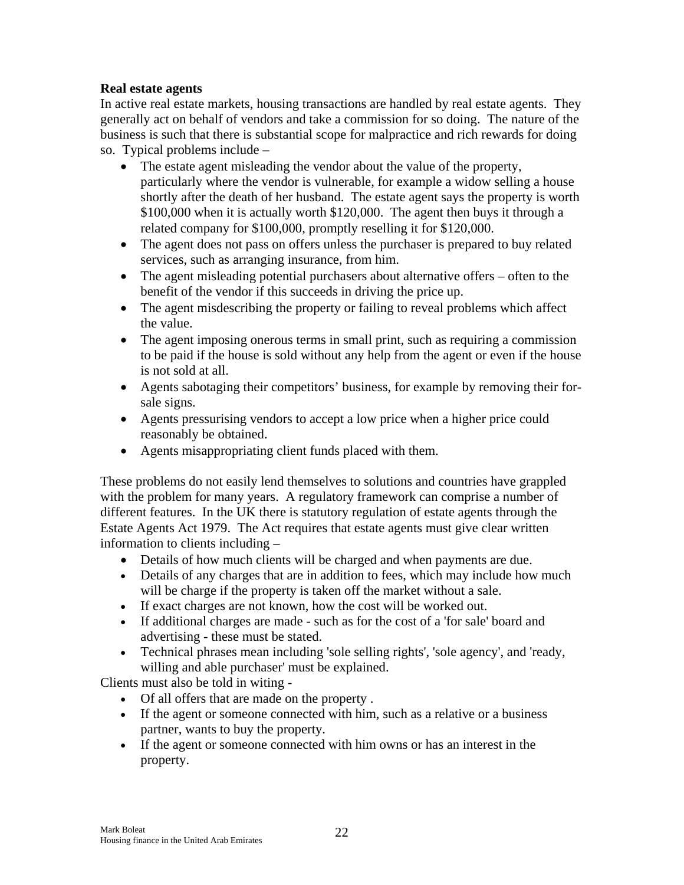**Real estate agents**

In active real estate markets, housing transactions are handled by real estate agents. They generally act on behalf of vendors and take a commission for so doing. The nature of the business is such that there is substantial scope for malpractice and rich rewards for doing so. Typical problems include –

- The estate agent misleading the vendor about the value of the property, particularly where the vendor is vulnerable, for example a widow selling a house shortly after the death of her husband. The estate agent says the property is worth \$100,000 when it is actually worth \$120,000. The agent then buys it through a related company for \$100,000, promptly reselling it for \$120,000.
- The agent does not pass on offers unless the purchaser is prepared to buy related services, such as arranging insurance, from him.
- The agent misleading potential purchasers about alternative offers – often to the benefit of the vendor if this succeeds in driving the price up.
- The agent misdescribing the property or failing to reveal problems which affect the value.
- The agent imposing onerous terms in small print, such as requiring a commission to be paid if the house is sold without any help from the agent or even if the house is not sold at all.
- Agents sabotaging their competitors' business, for example by removing their for-sale signs.
- Agents pressurising vendors to accept a low price when a higher price could reasonably be obtained.
- Agents misappropriating client funds placed with them.

These problems do not easily lend themselves to solutions and countries have grappled with the problem for many years. A regulatory framework can comprise a number of different features. In the UK there is statutory regulation of estate agents through the Estate Agents Act 1979. The Act requires that estate agents must give clear written information to clients including –

- Details of how much clients will be charged and when payments are due.
- Details of any charges that are in addition to fees, which may include how much will be charge if the property is taken off the market without a sale.
- If exact charges are not known, how the cost will be worked out.
- If additional charges are made - such as for the cost of a 'for sale' board and advertising - these must be stated.
- Technical phrases mean including 'sole selling rights', 'sole agency', and 'ready, willing and able purchaser' must be explained.

Clients must also be told in witing -

- Of all offers that are made on the property .
- If the agent or someone connected with him, such as a relative or a business partner, wants to buy the property.
- If the agent or someone connected with him owns or has an interest in the property.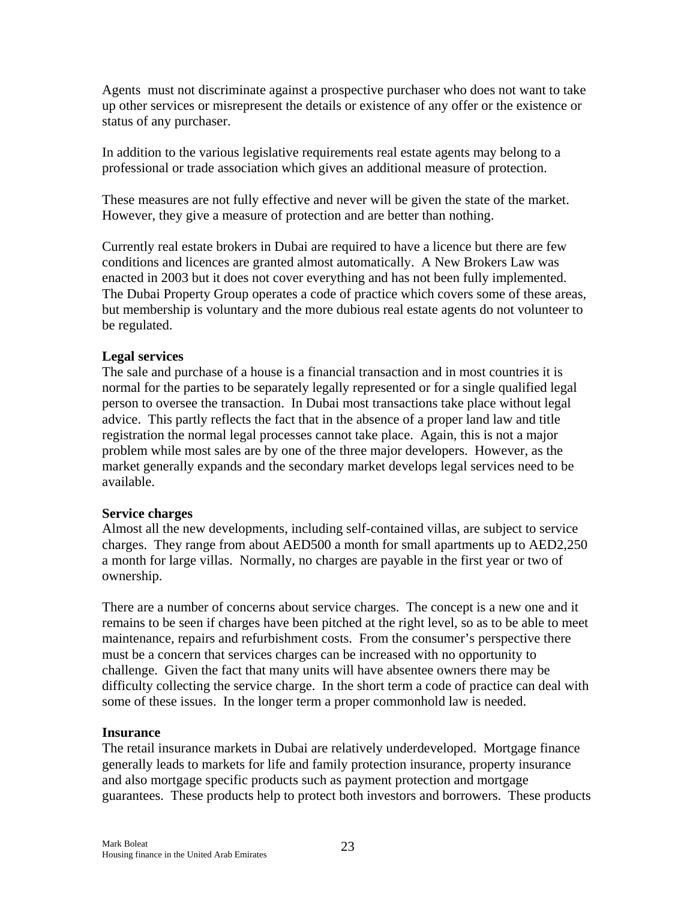Agents must not discriminate against a prospective purchaser who does not want to take up other services or misrepresent the details or existence of any offer or the existence or status of any purchaser.

In addition to the various legislative requirements real estate agents may belong to a professional or trade association which gives an additional measure of protection.

These measures are not fully effective and never will be given the state of the market. However, they give a measure of protection and are better than nothing.

Currently real estate brokers in Dubai are required to have a licence but there are few conditions and licences are granted almost automatically. A New Brokers Law was enacted in 2003 but it does not cover everything and has not been fully implemented. The Dubai Property Group operates a code of practice which covers some of these areas, but membership is voluntary and the more dubious real estate agents do not volunteer to be regulated.

**Legal services**

The sale and purchase of a house is a financial transaction and in most countries it is normal for the parties to be separately legally represented or for a single qualified legal person to oversee the transaction. In Dubai most transactions take place without legal advice. This partly reflects the fact that in the absence of a proper land law and title registration the normal legal processes cannot take place. Again, this is not a major problem while most sales are by one of the three major developers. However, as the market generally expands and the secondary market develops legal services need to be available.

**Service charges**

Almost all the new developments, including self-contained villas, are subject to service charges. They range from about AED500 a month for small apartments up to AED2,250 a month for large villas. Normally, no charges are payable in the first year or two of ownership.

There are a number of concerns about service charges. The concept is a new one and it remains to be seen if charges have been pitched at the right level, so as to be able to meet maintenance, repairs and refurbishment costs. From the consumer's perspective there must be a concern that services charges can be increased with no opportunity to challenge. Given the fact that many units will have absentee owners there may be difficulty collecting the service charge. In the short term a code of practice can deal with some of these issues. In the longer term a proper commonhold law is needed.

**Insurance**

The retail insurance markets in Dubai are relatively underdeveloped. Mortgage finance generally leads to markets for life and family protection insurance, property insurance and also mortgage specific products such as payment protection and mortgage guarantees. These products help to protect both investors and borrowers. These products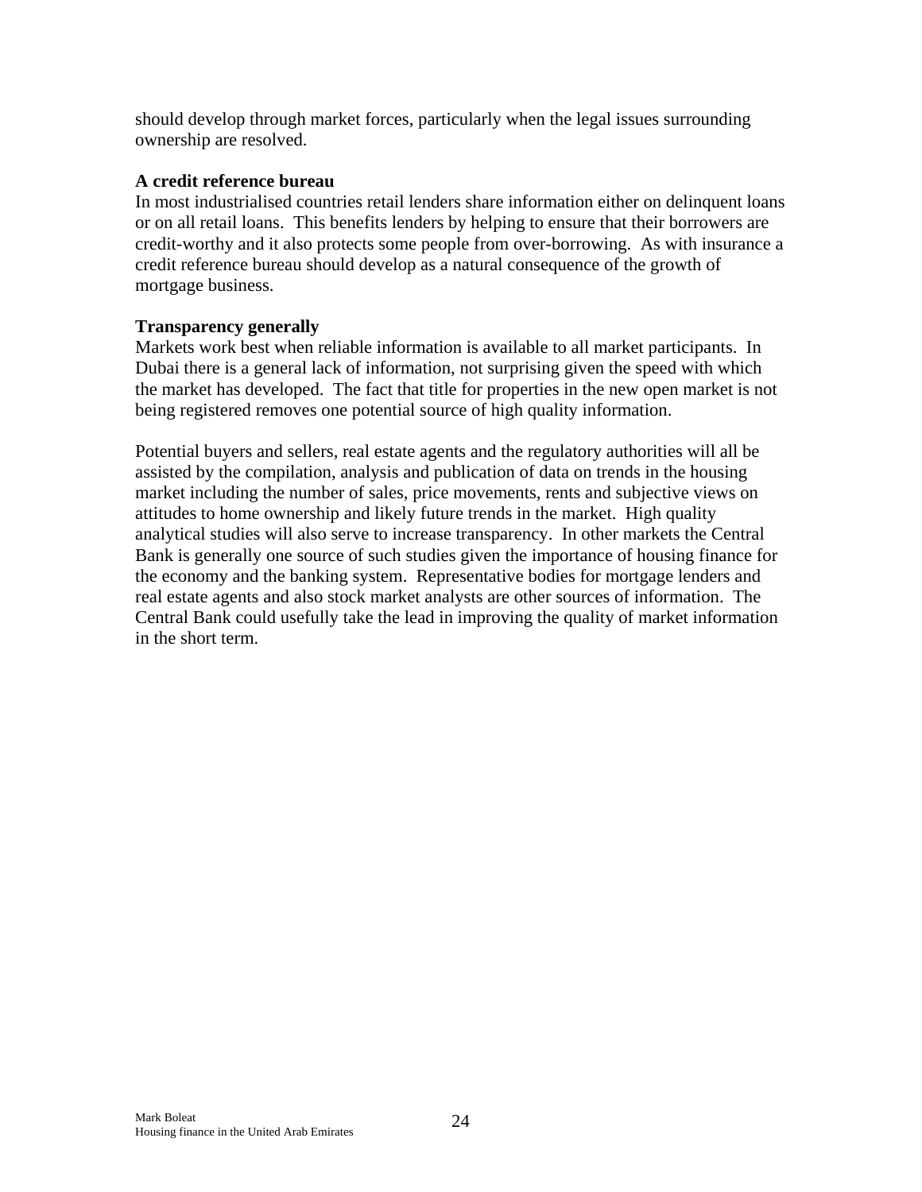should develop through market forces, particularly when the legal issues surrounding ownership are resolved.

**A credit reference bureau**

In most industrialised countries retail lenders share information either on delinquent loans or on all retail loans. This benefits lenders by helping to ensure that their borrowers are credit-worthy and it also protects some people from over-borrowing. As with insurance a credit reference bureau should develop as a natural consequence of the growth of mortgage business.

**Transparency generally**

Markets work best when reliable information is available to all market participants. In Dubai there is a general lack of information, not surprising given the speed with which the market has developed. The fact that title for properties in the new open market is not being registered removes one potential source of high quality information.

Potential buyers and sellers, real estate agents and the regulatory authorities will all be assisted by the compilation, analysis and publication of data on trends in the housing market including the number of sales, price movements, rents and subjective views on attitudes to home ownership and likely future trends in the market. High quality analytical studies will also serve to increase transparency. In other markets the Central Bank is generally one source of such studies given the importance of housing finance for the economy and the banking system. Representative bodies for mortgage lenders and real estate agents and also stock market analysts are other sources of information. The Central Bank could usefully take the lead in improving the quality of market information in the short term.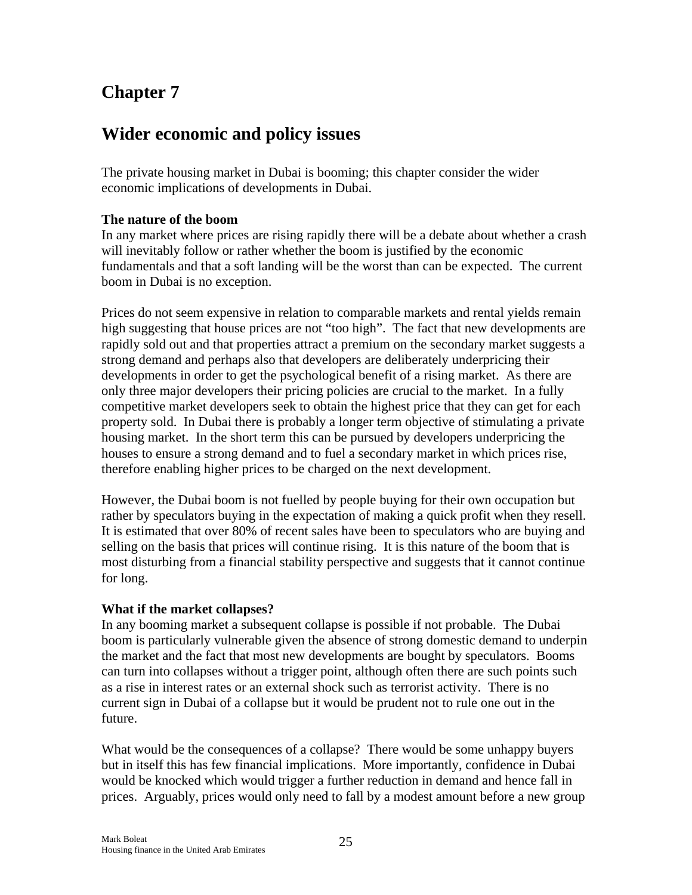# Chapter 7

# Wider economic and policy issues

The private housing market in Dubai is booming; this chapter consider the wider economic implications of developments in Dubai.

**The nature of the boom**

In any market where prices are rising rapidly there will be a debate about whether a crash will inevitably follow or rather whether the boom is justified by the economic fundamentals and that a soft landing will be the worst than can be expected. The current boom in Dubai is no exception.

Prices do not seem expensive in relation to comparable markets and rental yields remain high suggesting that house prices are not "too high". The fact that new developments are rapidly sold out and that properties attract a premium on the secondary market suggests a strong demand and perhaps also that developers are deliberately underpricing their developments in order to get the psychological benefit of a rising market. As there are only three major developers their pricing policies are crucial to the market. In a fully competitive market developers seek to obtain the highest price that they can get for each property sold. In Dubai there is probably a longer term objective of stimulating a private housing market. In the short term this can be pursued by developers underpricing the houses to ensure a strong demand and to fuel a secondary market in which prices rise, therefore enabling higher prices to be charged on the next development.

However, the Dubai boom is not fuelled by people buying for their own occupation but rather by speculators buying in the expectation of making a quick profit when they resell. It is estimated that over 80% of recent sales have been to speculators who are buying and selling on the basis that prices will continue rising. It is this nature of the boom that is most disturbing from a financial stability perspective and suggests that it cannot continue for long.

**What if the market collapses?**

In any booming market a subsequent collapse is possible if not probable. The Dubai boom is particularly vulnerable given the absence of strong domestic demand to underpin the market and the fact that most new developments are bought by speculators. Booms can turn into collapses without a trigger point, although often there are such points such as a rise in interest rates or an external shock such as terrorist activity. There is no current sign in Dubai of a collapse but it would be prudent not to rule one out in the future.

What would be the consequences of a collapse? There would be some unhappy buyers but in itself this has few financial implications. More importantly, confidence in Dubai would be knocked which would trigger a further reduction in demand and hence fall in prices. Arguably, prices would only need to fall by a modest amount before a new group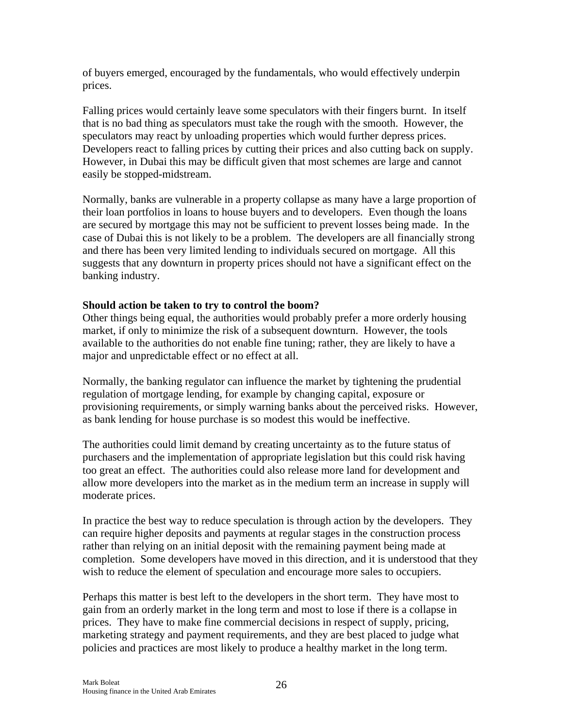of buyers emerged, encouraged by the fundamentals, who would effectively underpin prices.

Falling prices would certainly leave some speculators with their fingers burnt. In itself that is no bad thing as speculators must take the rough with the smooth. However, the speculators may react by unloading properties which would further depress prices. Developers react to falling prices by cutting their prices and also cutting back on supply. However, in Dubai this may be difficult given that most schemes are large and cannot easily be stopped-midstream.

Normally, banks are vulnerable in a property collapse as many have a large proportion of their loan portfolios in loans to house buyers and to developers. Even though the loans are secured by mortgage this may not be sufficient to prevent losses being made. In the case of Dubai this is not likely to be a problem. The developers are all financially strong and there has been very limited lending to individuals secured on mortgage. All this suggests that any downturn in property prices should not have a significant effect on the banking industry.

**Should action be taken to try to control the boom?**

Other things being equal, the authorities would probably prefer a more orderly housing market, if only to minimize the risk of a subsequent downturn. However, the tools available to the authorities do not enable fine tuning; rather, they are likely to have a major and unpredictable effect or no effect at all.

Normally, the banking regulator can influence the market by tightening the prudential regulation of mortgage lending, for example by changing capital, exposure or provisioning requirements, or simply warning banks about the perceived risks. However, as bank lending for house purchase is so modest this would be ineffective.

The authorities could limit demand by creating uncertainty as to the future status of purchasers and the implementation of appropriate legislation but this could risk having too great an effect. The authorities could also release more land for development and allow more developers into the market as in the medium term an increase in supply will moderate prices.

In practice the best way to reduce speculation is through action by the developers. They can require higher deposits and payments at regular stages in the construction process rather than relying on an initial deposit with the remaining payment being made at completion. Some developers have moved in this direction, and it is understood that they wish to reduce the element of speculation and encourage more sales to occupiers.

Perhaps this matter is best left to the developers in the short term. They have most to gain from an orderly market in the long term and most to lose if there is a collapse in prices. They have to make fine commercial decisions in respect of supply, pricing, marketing strategy and payment requirements, and they are best placed to judge what policies and practices are most likely to produce a healthy market in the long term.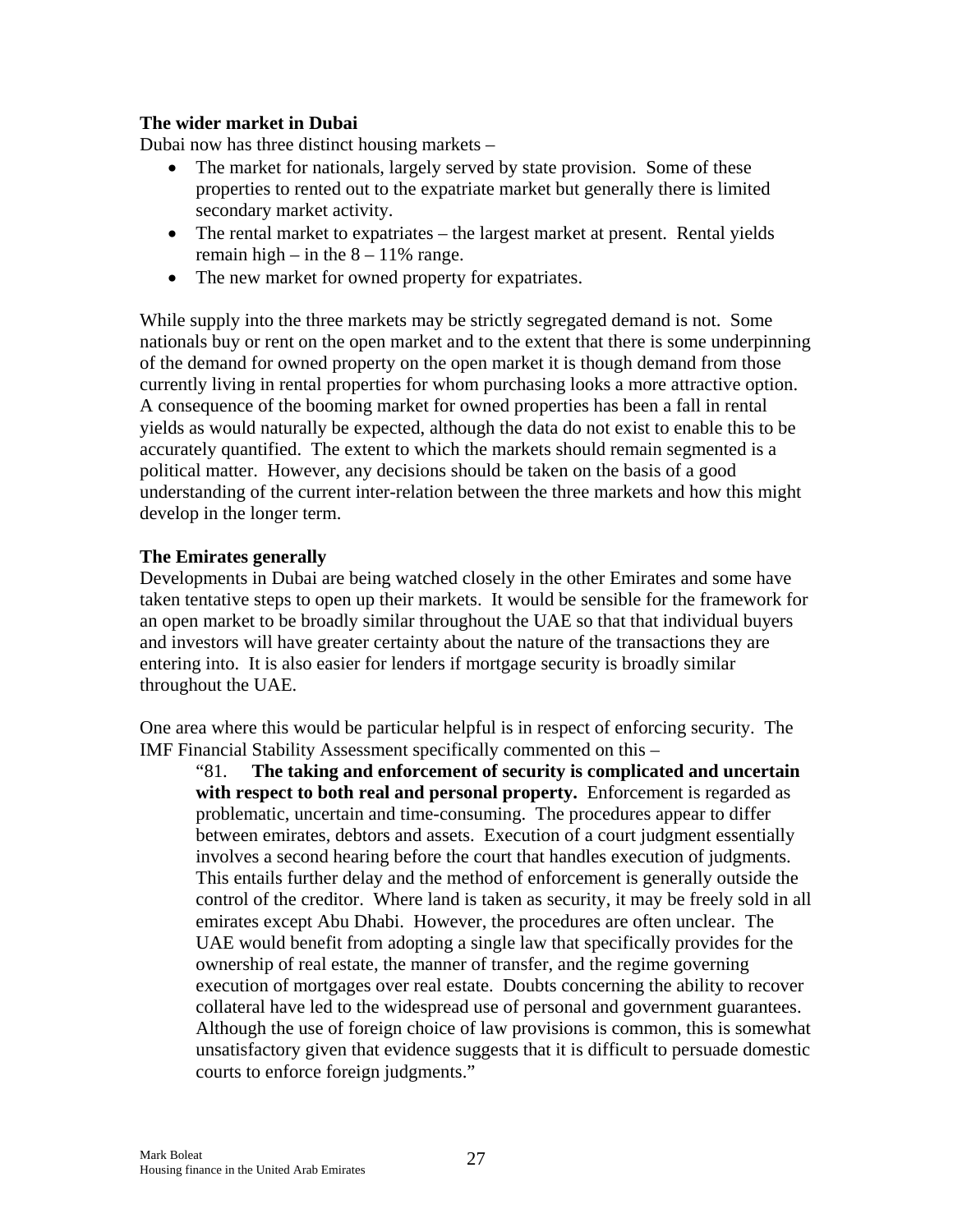**The wider market in Dubai**

Dubai now has three distinct housing markets –

- The market for nationals, largely served by state provision. Some of these properties to rented out to the expatriate market but generally there is limited secondary market activity.
- The rental market to expatriates – the largest market at present. Rental yields remain high – in the 8 – 11% range.
- The new market for owned property for expatriates.

While supply into the three markets may be strictly segregated demand is not. Some nationals buy or rent on the open market and to the extent that there is some underpinning of the demand for owned property on the open market it is though demand from those currently living in rental properties for whom purchasing looks a more attractive option. A consequence of the booming market for owned properties has been a fall in rental yields as would naturally be expected, although the data do not exist to enable this to be accurately quantified. The extent to which the markets should remain segmented is a political matter. However, any decisions should be taken on the basis of a good understanding of the current inter-relation between the three markets and how this might develop in the longer term.

**The Emirates generally**

Developments in Dubai are being watched closely in the other Emirates and some have taken tentative steps to open up their markets. It would be sensible for the framework for an open market to be broadly similar throughout the UAE so that that individual buyers and investors will have greater certainty about the nature of the transactions they are entering into. It is also easier for lenders if mortgage security is broadly similar throughout the UAE.

One area where this would be particular helpful is in respect of enforcing security. The IMF Financial Stability Assessment specifically commented on this –

> "81. **The taking and enforcement of security is complicated and uncertain with respect to both real and personal property.** Enforcement is regarded as problematic, uncertain and time-consuming. The procedures appear to differ between emirates, debtors and assets. Execution of a court judgment essentially involves a second hearing before the court that handles execution of judgments. This entails further delay and the method of enforcement is generally outside the control of the creditor. Where land is taken as security, it may be freely sold in all emirates except Abu Dhabi. However, the procedures are often unclear. The UAE would benefit from adopting a single law that specifically provides for the ownership of real estate, the manner of transfer, and the regime governing execution of mortgages over real estate. Doubts concerning the ability to recover collateral have led to the widespread use of personal and government guarantees. Although the use of foreign choice of law provisions is common, this is somewhat unsatisfactory given that evidence suggests that it is difficult to persuade domestic courts to enforce foreign judgments."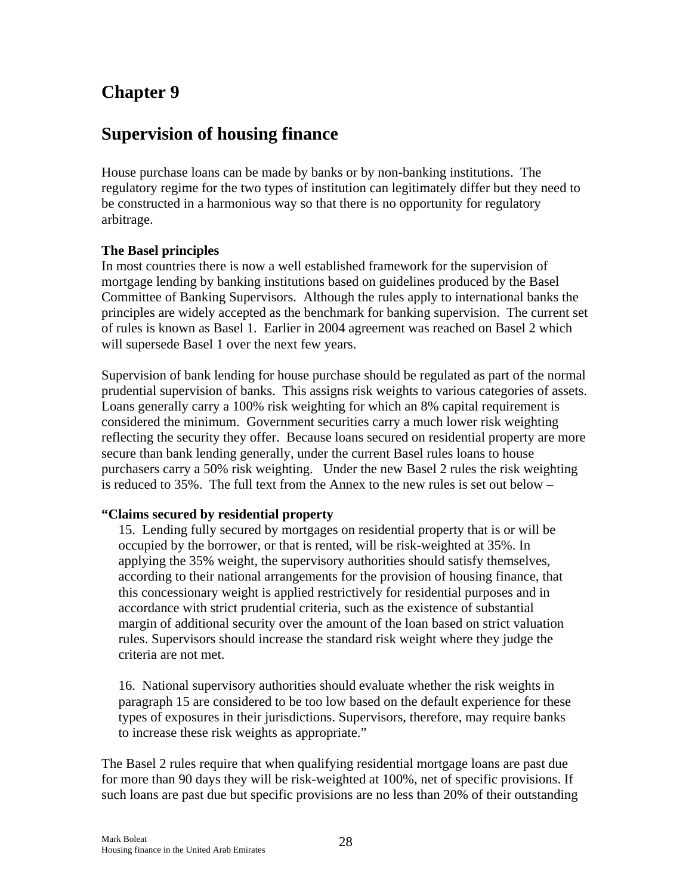# Chapter 9

# Supervision of housing finance

House purchase loans can be made by banks or by non-banking institutions. The regulatory regime for the two types of institution can legitimately differ but they need to be constructed in a harmonious way so that there is no opportunity for regulatory arbitrage.

**The Basel principles**

In most countries there is now a well established framework for the supervision of mortgage lending by banking institutions based on guidelines produced by the Basel Committee of Banking Supervisors. Although the rules apply to international banks the principles are widely accepted as the benchmark for banking supervision. The current set of rules is known as Basel 1. Earlier in 2004 agreement was reached on Basel 2 which will supersede Basel 1 over the next few years.

Supervision of bank lending for house purchase should be regulated as part of the normal prudential supervision of banks. This assigns risk weights to various categories of assets. Loans generally carry a 100% risk weighting for which an 8% capital requirement is considered the minimum. Government securities carry a much lower risk weighting reflecting the security they offer. Because loans secured on residential property are more secure than bank lending generally, under the current Basel rules loans to house purchasers carry a 50% risk weighting. Under the new Basel 2 rules the risk weighting is reduced to 35%. The full text from the Annex to the new rules is set out below –

**"Claims secured by residential property**

> 15. Lending fully secured by mortgages on residential property that is or will be occupied by the borrower, or that is rented, will be risk-weighted at 35%. In applying the 35% weight, the supervisory authorities should satisfy themselves, according to their national arrangements for the provision of housing finance, that this concessionary weight is applied restrictively for residential purposes and in accordance with strict prudential criteria, such as the existence of substantial margin of additional security over the amount of the loan based on strict valuation rules. Supervisors should increase the standard risk weight where they judge the criteria are not met.
>
> 16. National supervisory authorities should evaluate whether the risk weights in paragraph 15 are considered to be too low based on the default experience for these types of exposures in their jurisdictions. Supervisors, therefore, may require banks to increase these risk weights as appropriate."

The Basel 2 rules require that when qualifying residential mortgage loans are past due for more than 90 days they will be risk-weighted at 100%, net of specific provisions. If such loans are past due but specific provisions are no less than 20% of their outstanding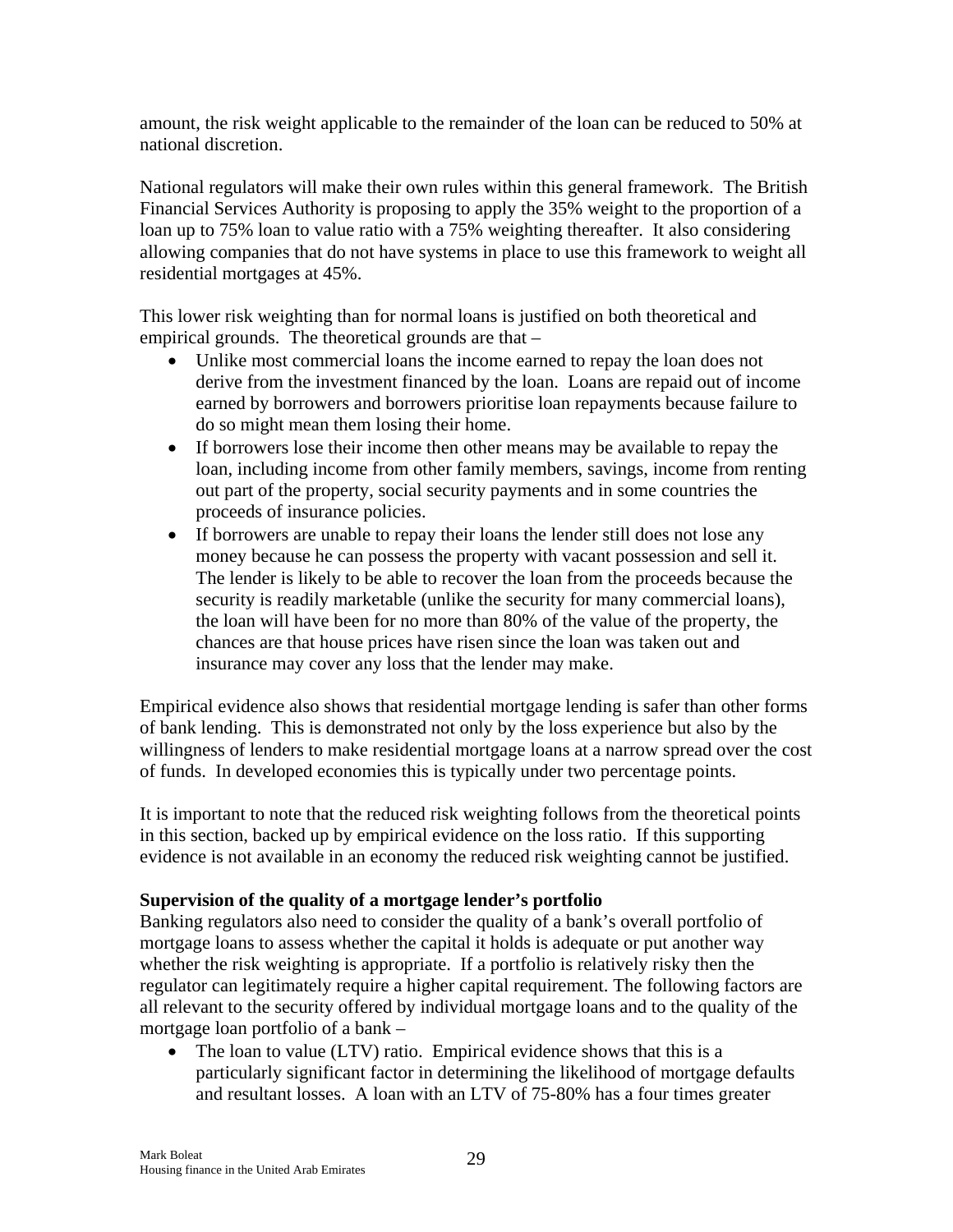amount, the risk weight applicable to the remainder of the loan can be reduced to 50% at national discretion.

National regulators will make their own rules within this general framework. The British Financial Services Authority is proposing to apply the 35% weight to the proportion of a loan up to 75% loan to value ratio with a 75% weighting thereafter. It also considering allowing companies that do not have systems in place to use this framework to weight all residential mortgages at 45%.

This lower risk weighting than for normal loans is justified on both theoretical and empirical grounds. The theoretical grounds are that –

- Unlike most commercial loans the income earned to repay the loan does not derive from the investment financed by the loan. Loans are repaid out of income earned by borrowers and borrowers prioritise loan repayments because failure to do so might mean them losing their home.
- If borrowers lose their income then other means may be available to repay the loan, including income from other family members, savings, income from renting out part of the property, social security payments and in some countries the proceeds of insurance policies.
- If borrowers are unable to repay their loans the lender still does not lose any money because he can possess the property with vacant possession and sell it. The lender is likely to be able to recover the loan from the proceeds because the security is readily marketable (unlike the security for many commercial loans), the loan will have been for no more than 80% of the value of the property, the chances are that house prices have risen since the loan was taken out and insurance may cover any loss that the lender may make.

Empirical evidence also shows that residential mortgage lending is safer than other forms of bank lending. This is demonstrated not only by the loss experience but also by the willingness of lenders to make residential mortgage loans at a narrow spread over the cost of funds. In developed economies this is typically under two percentage points.

It is important to note that the reduced risk weighting follows from the theoretical points in this section, backed up by empirical evidence on the loss ratio. If this supporting evidence is not available in an economy the reduced risk weighting cannot be justified.

**Supervision of the quality of a mortgage lender's portfolio**

Banking regulators also need to consider the quality of a bank's overall portfolio of mortgage loans to assess whether the capital it holds is adequate or put another way whether the risk weighting is appropriate. If a portfolio is relatively risky then the regulator can legitimately require a higher capital requirement. The following factors are all relevant to the security offered by individual mortgage loans and to the quality of the mortgage loan portfolio of a bank –

- The loan to value (LTV) ratio. Empirical evidence shows that this is a particularly significant factor in determining the likelihood of mortgage defaults and resultant losses. A loan with an LTV of 75-80% has a four times greater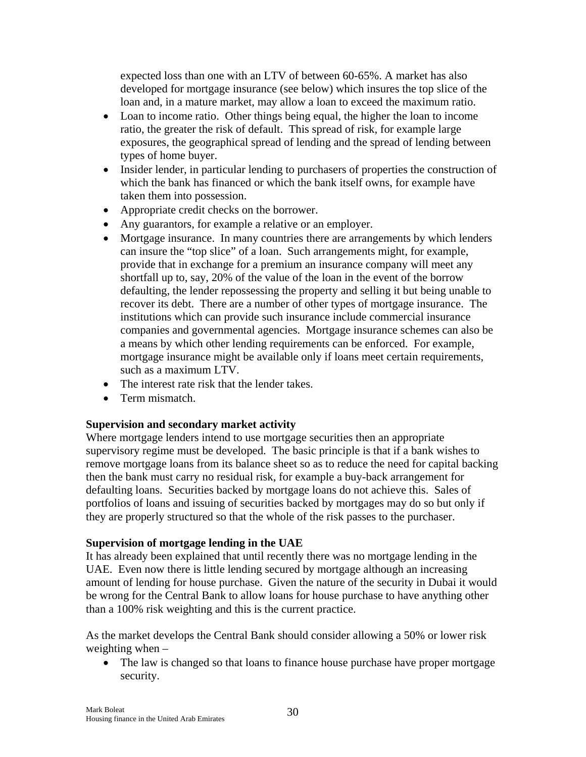expected loss than one with an LTV of between 60-65%. A market has also developed for mortgage insurance (see below) which insures the top slice of the loan and, in a mature market, may allow a loan to exceed the maximum ratio.

- Loan to income ratio. Other things being equal, the higher the loan to income ratio, the greater the risk of default. This spread of risk, for example large exposures, the geographical spread of lending and the spread of lending between types of home buyer.
- Insider lender, in particular lending to purchasers of properties the construction of which the bank has financed or which the bank itself owns, for example have taken them into possession.
- Appropriate credit checks on the borrower.
- Any guarantors, for example a relative or an employer.
- Mortgage insurance. In many countries there are arrangements by which lenders can insure the "top slice" of a loan. Such arrangements might, for example, provide that in exchange for a premium an insurance company will meet any shortfall up to, say, 20% of the value of the loan in the event of the borrow defaulting, the lender repossessing the property and selling it but being unable to recover its debt. There are a number of other types of mortgage insurance. The institutions which can provide such insurance include commercial insurance companies and governmental agencies. Mortgage insurance schemes can also be a means by which other lending requirements can be enforced. For example, mortgage insurance might be available only if loans meet certain requirements, such as a maximum LTV.
- The interest rate risk that the lender takes.
- Term mismatch.

**Supervision and secondary market activity**

Where mortgage lenders intend to use mortgage securities then an appropriate supervisory regime must be developed. The basic principle is that if a bank wishes to remove mortgage loans from its balance sheet so as to reduce the need for capital backing then the bank must carry no residual risk, for example a buy-back arrangement for defaulting loans. Securities backed by mortgage loans do not achieve this. Sales of portfolios of loans and issuing of securities backed by mortgages may do so but only if they are properly structured so that the whole of the risk passes to the purchaser.

**Supervision of mortgage lending in the UAE**

It has already been explained that until recently there was no mortgage lending in the UAE. Even now there is little lending secured by mortgage although an increasing amount of lending for house purchase. Given the nature of the security in Dubai it would be wrong for the Central Bank to allow loans for house purchase to have anything other than a 100% risk weighting and this is the current practice.

As the market develops the Central Bank should consider allowing a 50% or lower risk weighting when –

- The law is changed so that loans to finance house purchase have proper mortgage security.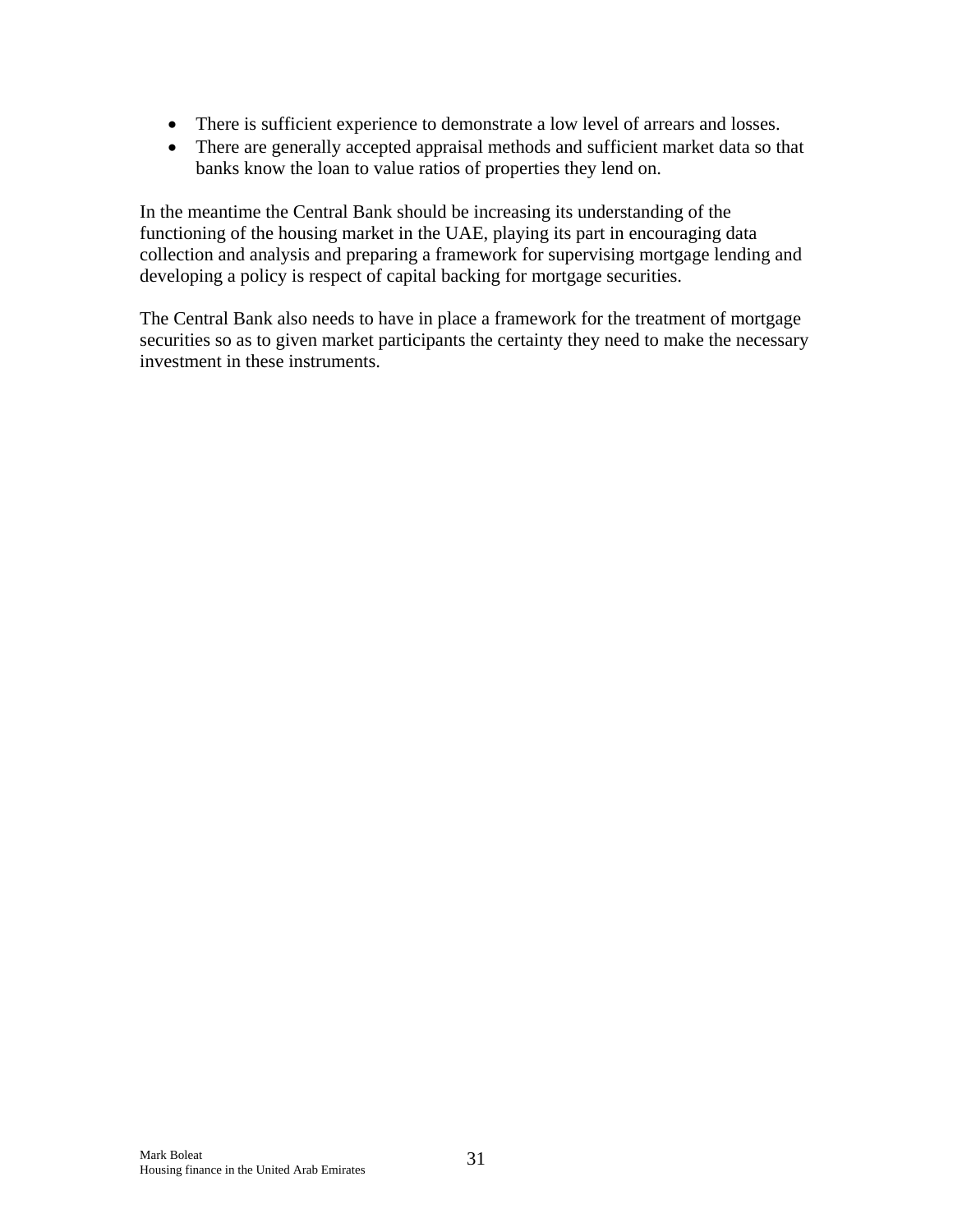- There is sufficient experience to demonstrate a low level of arrears and losses.
- There are generally accepted appraisal methods and sufficient market data so that banks know the loan to value ratios of properties they lend on.

In the meantime the Central Bank should be increasing its understanding of the functioning of the housing market in the UAE, playing its part in encouraging data collection and analysis and preparing a framework for supervising mortgage lending and developing a policy is respect of capital backing for mortgage securities.

The Central Bank also needs to have in place a framework for the treatment of mortgage securities so as to given market participants the certainty they need to make the necessary investment in these instruments.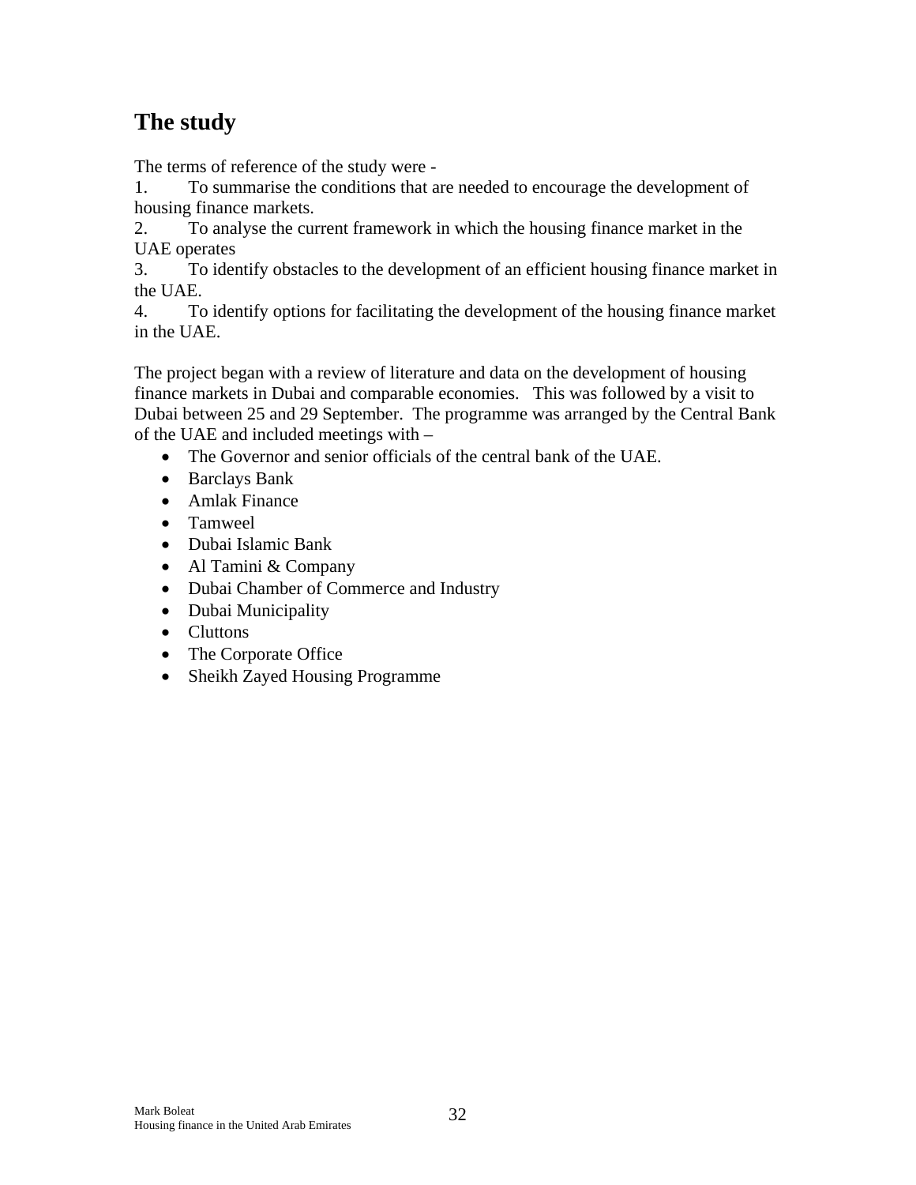## The study

The terms of reference of the study were -

1. To summarise the conditions that are needed to encourage the development of housing finance markets.
2. To analyse the current framework in which the housing finance market in the UAE operates
3. To identify obstacles to the development of an efficient housing finance market in the UAE.
4. To identify options for facilitating the development of the housing finance market in the UAE.

The project began with a review of literature and data on the development of housing finance markets in Dubai and comparable economies. This was followed by a visit to Dubai between 25 and 29 September. The programme was arranged by the Central Bank of the UAE and included meetings with –

- The Governor and senior officials of the central bank of the UAE.
- Barclays Bank
- Amlak Finance
- Tamweel
- Dubai Islamic Bank
- Al Tamini & Company
- Dubai Chamber of Commerce and Industry
- Dubai Municipality
- Cluttons
- The Corporate Office
- Sheikh Zayed Housing Programme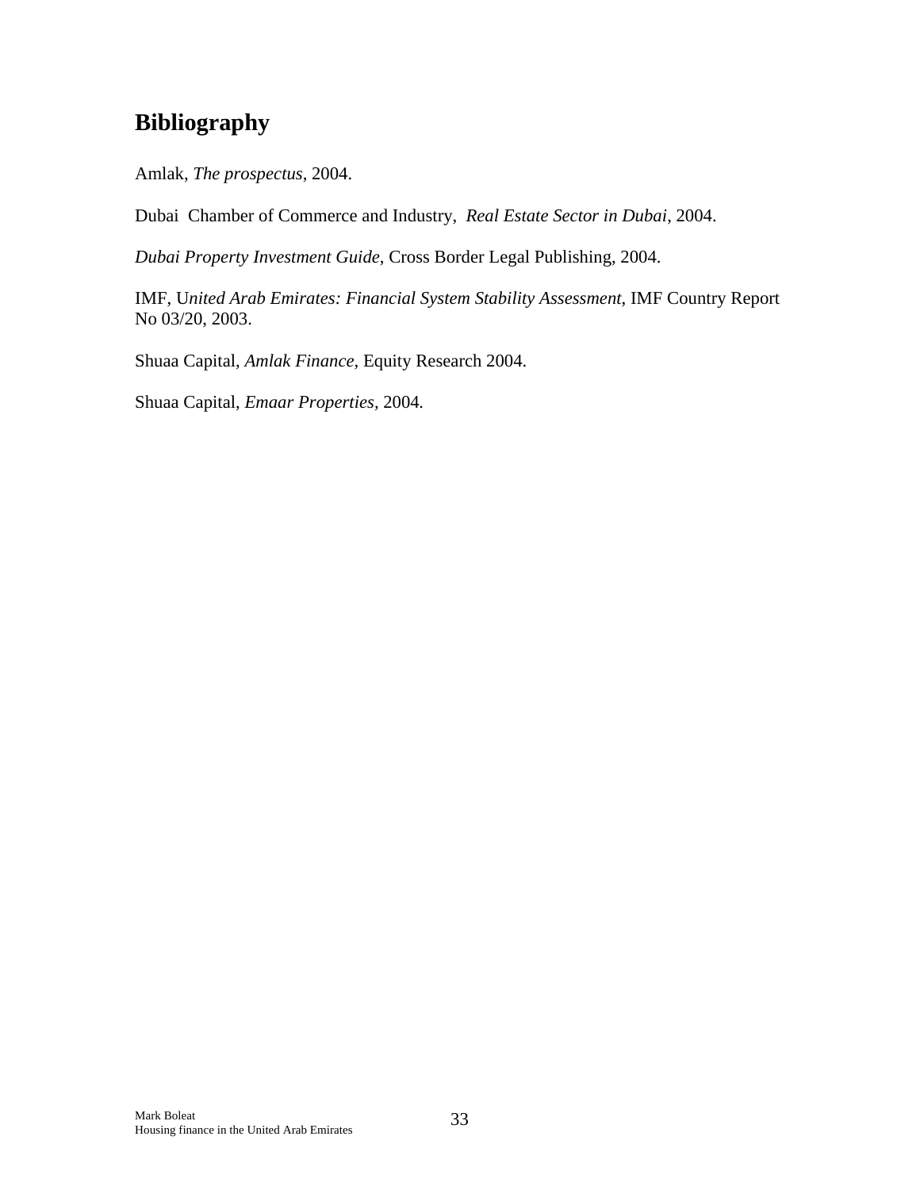## Bibliography

Amlak, *The prospectus*, 2004.

Dubai Chamber of Commerce and Industry, *Real Estate Sector in Dubai*, 2004.

*Dubai Property Investment Guide*, Cross Border Legal Publishing, 2004.

IMF, U*nited Arab Emirates: Financial System Stability Assessment*, IMF Country Report No 03/20, 2003.

Shuaa Capital, *Amlak Finance*, Equity Research 2004.

Shuaa Capital, *Emaar Properties*, 2004.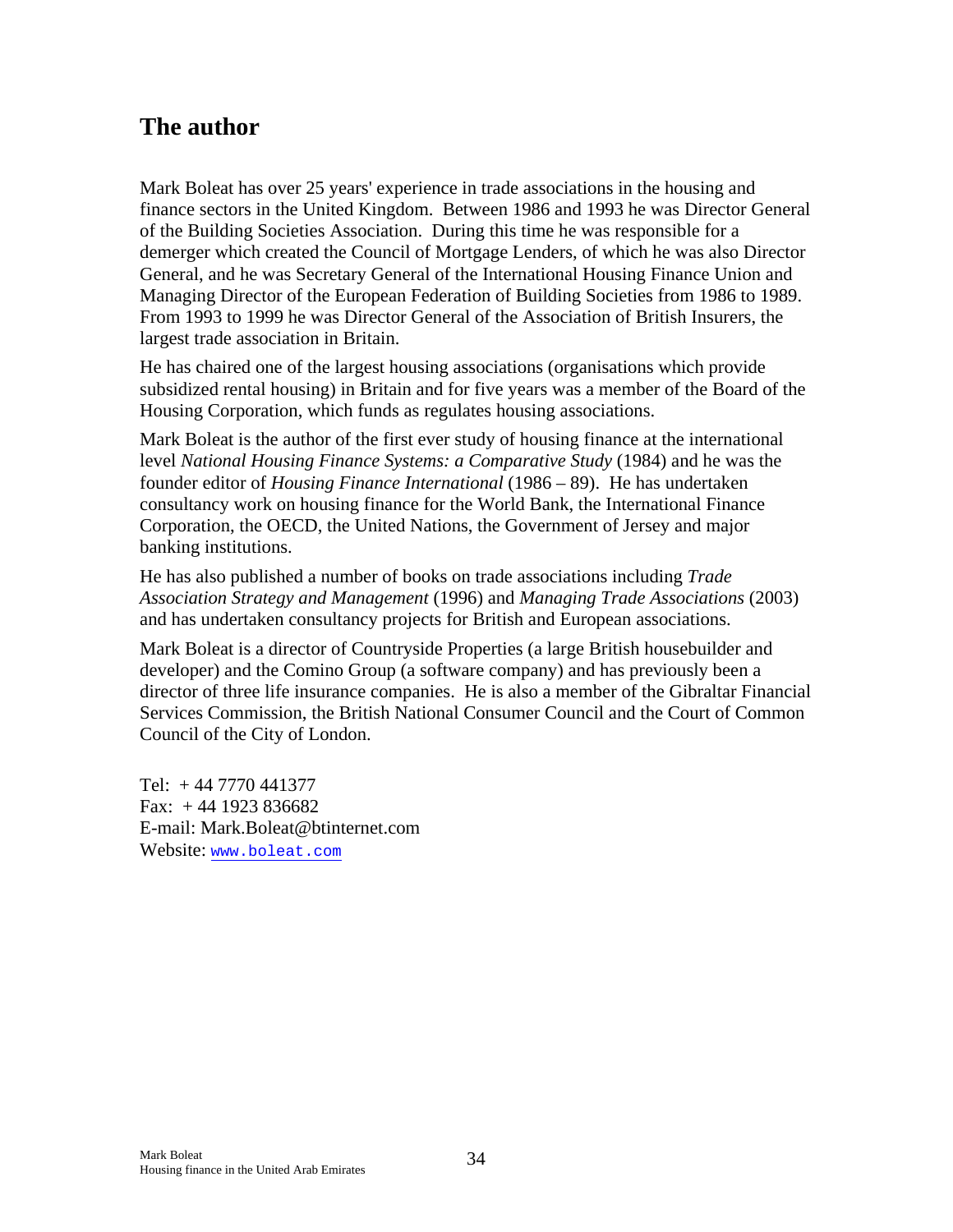## The author

Mark Boleat has over 25 years' experience in trade associations in the housing and finance sectors in the United Kingdom. Between 1986 and 1993 he was Director General of the Building Societies Association. During this time he was responsible for a demerger which created the Council of Mortgage Lenders, of which he was also Director General, and he was Secretary General of the International Housing Finance Union and Managing Director of the European Federation of Building Societies from 1986 to 1989. From 1993 to 1999 he was Director General of the Association of British Insurers, the largest trade association in Britain.

He has chaired one of the largest housing associations (organisations which provide subsidized rental housing) in Britain and for five years was a member of the Board of the Housing Corporation, which funds as regulates housing associations.

Mark Boleat is the author of the first ever study of housing finance at the international level *National Housing Finance Systems: a Comparative Study* (1984) and he was the founder editor of *Housing Finance International* (1986 – 89). He has undertaken consultancy work on housing finance for the World Bank, the International Finance Corporation, the OECD, the United Nations, the Government of Jersey and major banking institutions.

He has also published a number of books on trade associations including *Trade Association Strategy and Management* (1996) and *Managing Trade Associations* (2003) and has undertaken consultancy projects for British and European associations.

Mark Boleat is a director of Countryside Properties (a large British housebuilder and developer) and the Comino Group (a software company) and has previously been a director of three life insurance companies. He is also a member of the Gibraltar Financial Services Commission, the British National Consumer Council and the Court of Common Council of the City of London.

Tel: + 44 7770 441377
Fax: + 44 1923 836682
E-mail: Mark.Boleat@btinternet.com
Website: www.boleat.com